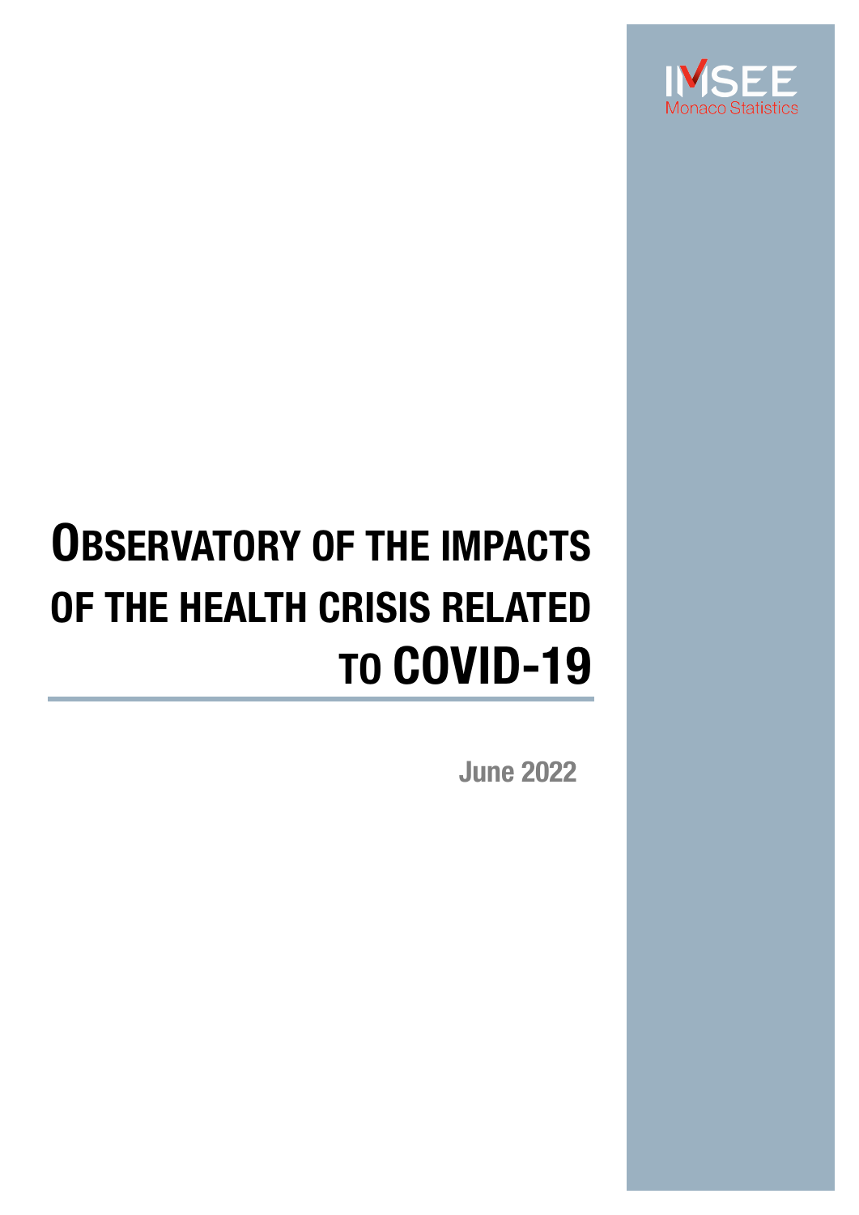IMSEE
Monaco Statistics

# OBSERVATORY OF THE IMPACTS OF THE HEALTH CRISIS RELATED TO COVID-19

June 2022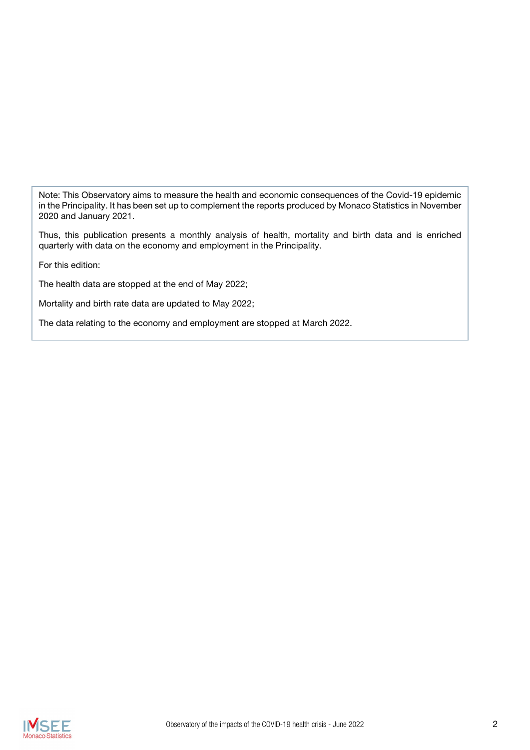Note: This Observatory aims to measure the health and economic consequences of the Covid-19 epidemic in the Principality. It has been set up to complement the reports produced by Monaco Statistics in November 2020 and January 2021.

Thus, this publication presents a monthly analysis of health, mortality and birth data and is enriched quarterly with data on the economy and employment in the Principality.

For this edition:

The health data are stopped at the end of May 2022;

Mortality and birth rate data are updated to May 2022;

The data relating to the economy and employment are stopped at March 2022.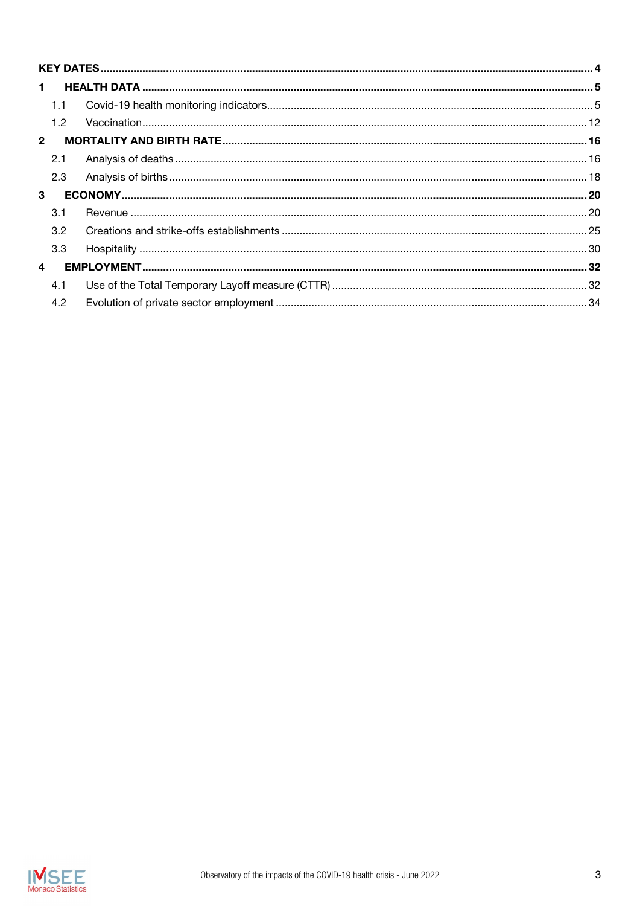KEY DATES ..... 4

1 HEALTH DATA ..... 5

- 1.1 Covid-19 health monitoring indicators ..... 5
- 1.2 Vaccination ..... 12

2 MORTALITY AND BIRTH RATE ..... 16

- 2.1 Analysis of deaths ..... 16
- 2.3 Analysis of births ..... 18

3 ECONOMY ..... 20

- 3.1 Revenue ..... 20
- 3.2 Creations and strike-offs establishments ..... 25
- 3.3 Hospitality ..... 30

4 EMPLOYMENT ..... 32

- 4.1 Use of the Total Temporary Layoff measure (CTTR) ..... 32
- 4.2 Evolution of private sector employment ..... 34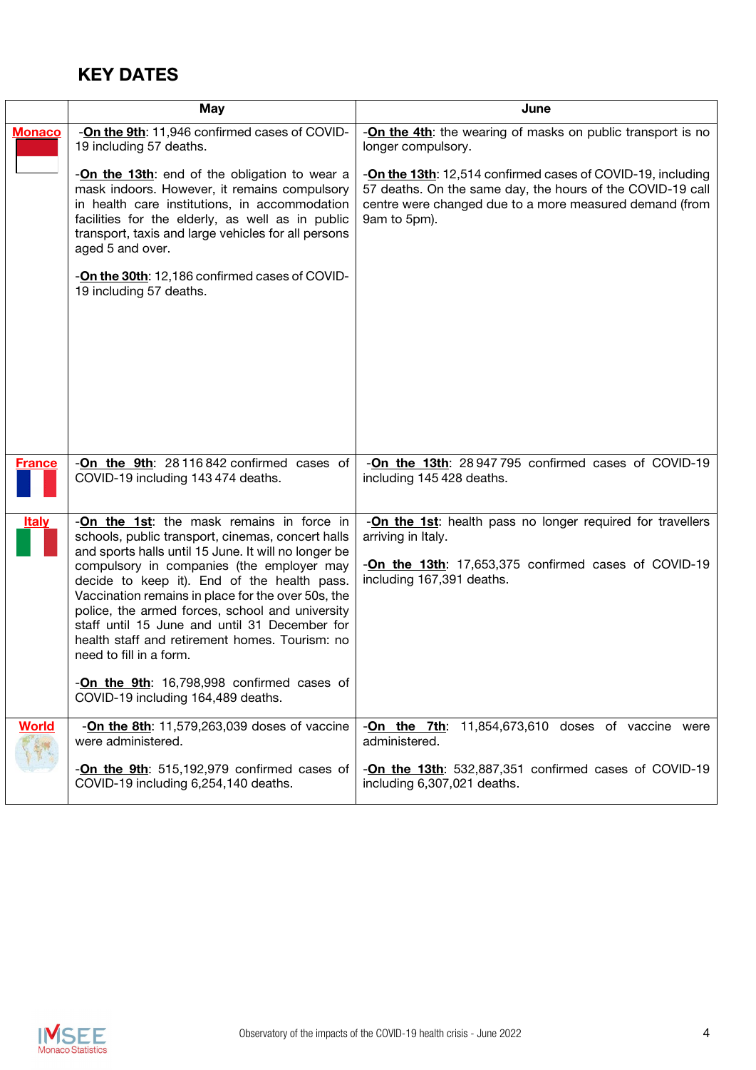## KEY DATES

| | May | June |
|---|---|---|
| **Monaco** | -**On the 9th**: 11,946 confirmed cases of COVID-19 including 57 deaths.<br><br>-**On the 13th**: end of the obligation to wear a mask indoors. However, it remains compulsory in health care institutions, in accommodation facilities for the elderly, as well as in public transport, taxis and large vehicles for all persons aged 5 and over.<br><br>-**On the 30th**: 12,186 confirmed cases of COVID-19 including 57 deaths. | -**On the 4th**: the wearing of masks on public transport is no longer compulsory.<br><br>-**On the 13th**: 12,514 confirmed cases of COVID-19, including 57 deaths. On the same day, the hours of the COVID-19 call centre were changed due to a more measured demand (from 9am to 5pm). |
| **France** | -**On the 9th**: 28 116 842 confirmed cases of COVID-19 including 143 474 deaths. | -**On the 13th**: 28 947 795 confirmed cases of COVID-19 including 145 428 deaths. |
| **Italy** | -**On the 1st**: the mask remains in force in schools, public transport, cinemas, concert halls and sports halls until 15 June. It will no longer be compulsory in companies (the employer may decide to keep it). End of the health pass. Vaccination remains in place for the over 50s, the police, the armed forces, school and university staff until 15 June and until 31 December for health staff and retirement homes. Tourism: no need to fill in a form.<br><br>-**On the 9th**: 16,798,998 confirmed cases of COVID-19 including 164,489 deaths. | -**On the 1st**: health pass no longer required for travellers arriving in Italy.<br><br>-**On the 13th**: 17,653,375 confirmed cases of COVID-19 including 167,391 deaths. |
| **World** | -**On the 8th**: 11,579,263,039 doses of vaccine were administered.<br><br>-**On the 9th**: 515,192,979 confirmed cases of COVID-19 including 6,254,140 deaths. | -**On the 7th**: 11,854,673,610 doses of vaccine were administered.<br><br>-**On the 13th**: 532,887,351 confirmed cases of COVID-19 including 6,307,021 deaths. |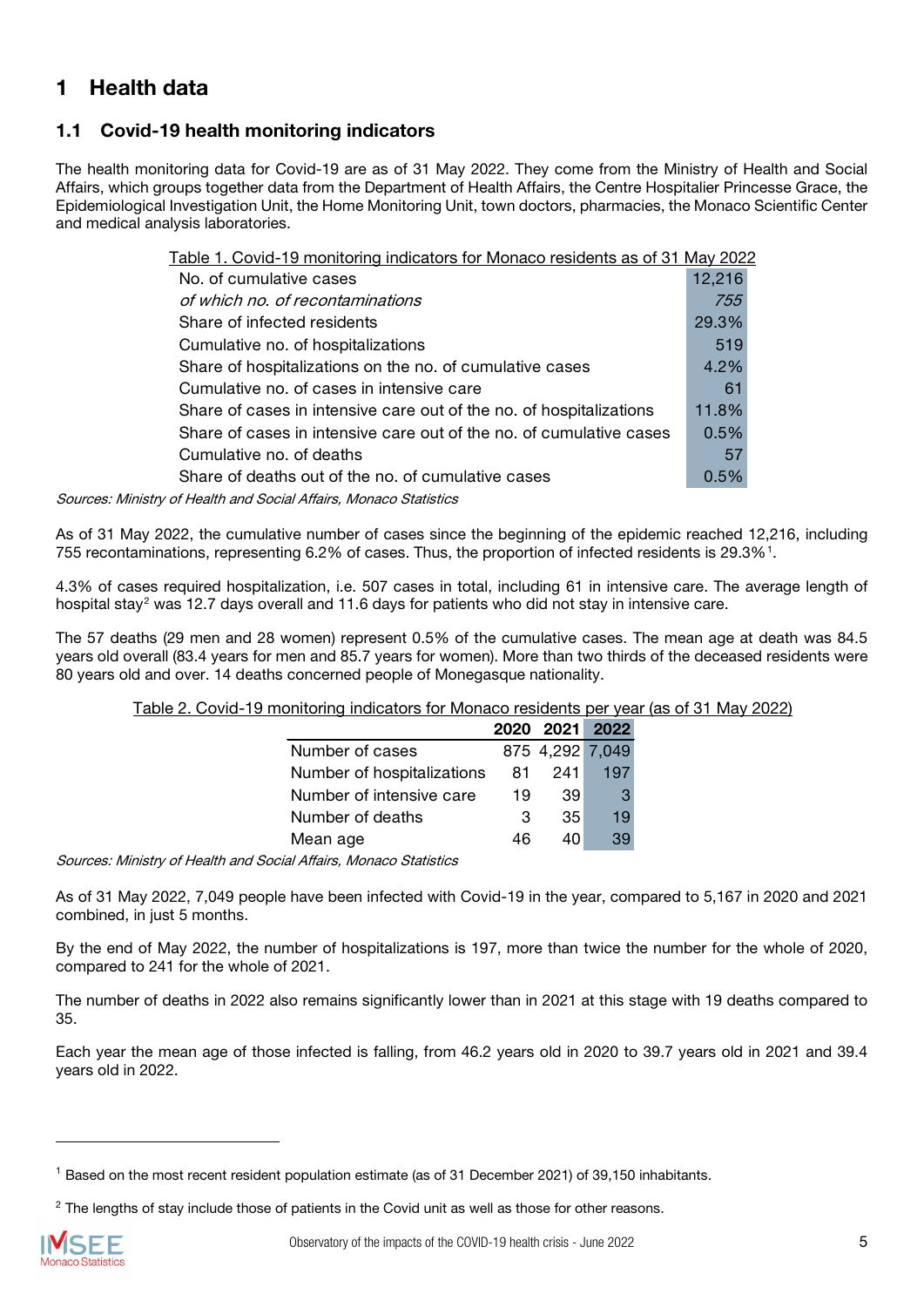# 1 Health data

## 1.1 Covid-19 health monitoring indicators

The health monitoring data for Covid-19 are as of 31 May 2022. They come from the Ministry of Health and Social Affairs, which groups together data from the Department of Health Affairs, the Centre Hospitalier Princesse Grace, the Epidemiological Investigation Unit, the Home Monitoring Unit, town doctors, pharmacies, the Monaco Scientific Center and medical analysis laboratories.

Table 1. Covid-19 monitoring indicators for Monaco residents as of 31 May 2022

| Indicator | Value |
|---|---|
| No. of cumulative cases | 12,216 |
| *of which no. of recontaminations* | *755* |
| Share of infected residents | 29.3% |
| Cumulative no. of hospitalizations | 519 |
| Share of hospitalizations on the no. of cumulative cases | 4.2% |
| Cumulative no. of cases in intensive care | 61 |
| Share of cases in intensive care out of the no. of hospitalizations | 11.8% |
| Share of cases in intensive care out of the no. of cumulative cases | 0.5% |
| Cumulative no. of deaths | 57 |
| Share of deaths out of the no. of cumulative cases | 0.5% |

*Sources: Ministry of Health and Social Affairs, Monaco Statistics*

As of 31 May 2022, the cumulative number of cases since the beginning of the epidemic reached 12,216, including 755 recontaminations, representing 6.2% of cases. Thus, the proportion of infected residents is 29.3%[1].

4.3% of cases required hospitalization, i.e. 507 cases in total, including 61 in intensive care. The average length of hospital stay[2] was 12.7 days overall and 11.6 days for patients who did not stay in intensive care.

The 57 deaths (29 men and 28 women) represent 0.5% of the cumulative cases. The mean age at death was 84.5 years old overall (83.4 years for men and 85.7 years for women). More than two thirds of the deceased residents were 80 years old and over. 14 deaths concerned people of Monegasque nationality.

Table 2. Covid-19 monitoring indicators for Monaco residents per year (as of 31 May 2022)

| | 2020 | 2021 | 2022 |
|---|---|---|---|
| Number of cases | 875 | 4,292 | 7,049 |
| Number of hospitalizations | 81 | 241 | 197 |
| Number of intensive care | 19 | 39 | 3 |
| Number of deaths | 3 | 35 | 19 |
| Mean age | 46 | 40 | 39 |

*Sources: Ministry of Health and Social Affairs, Monaco Statistics*

As of 31 May 2022, 7,049 people have been infected with Covid-19 in the year, compared to 5,167 in 2020 and 2021 combined, in just 5 months.

By the end of May 2022, the number of hospitalizations is 197, more than twice the number for the whole of 2020, compared to 241 for the whole of 2021.

The number of deaths in 2022 also remains significantly lower than in 2021 at this stage with 19 deaths compared to 35.

Each year the mean age of those infected is falling, from 46.2 years old in 2020 to 39.7 years old in 2021 and 39.4 years old in 2022.

---

[1] Based on the most recent resident population estimate (as of 31 December 2021) of 39,150 inhabitants.

[2] The lengths of stay include those of patients in the Covid unit as well as those for other reasons.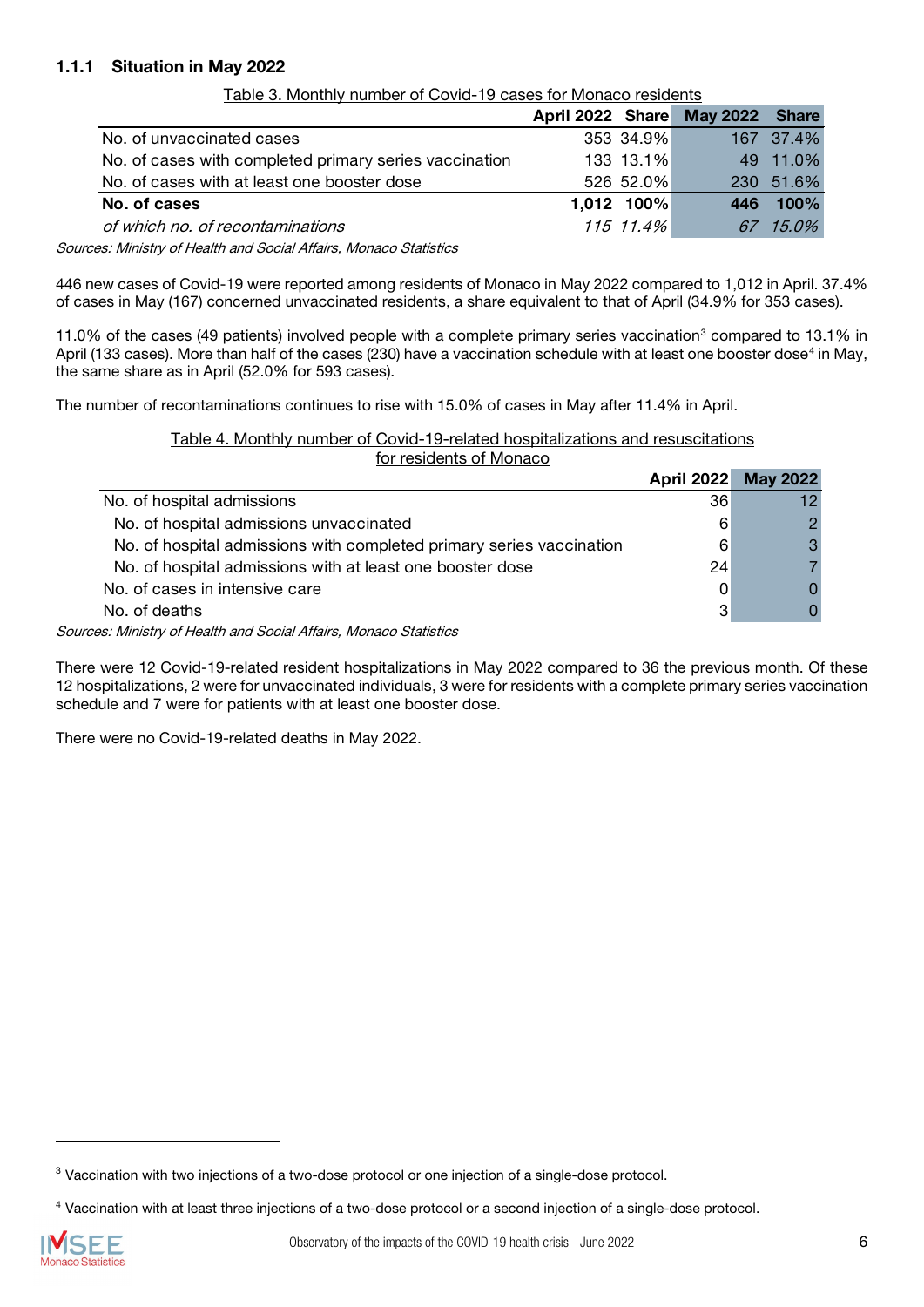### 1.1.1 Situation in May 2022

Table 3. Monthly number of Covid-19 cases for Monaco residents

| | April 2022 | Share | May 2022 | Share |
|---|---|---|---|---|
| No. of unvaccinated cases | 353 | 34.9% | 167 | 37.4% |
| No. of cases with completed primary series vaccination | 133 | 13.1% | 49 | 11.0% |
| No. of cases with at least one booster dose | 526 | 52.0% | 230 | 51.6% |
| **No. of cases** | **1,012** | **100%** | **446** | **100%** |
| *of which no. of recontaminations* | *115* | *11.4%* | *67* | *15.0%* |

*Sources: Ministry of Health and Social Affairs, Monaco Statistics*

446 new cases of Covid-19 were reported among residents of Monaco in May 2022 compared to 1,012 in April. 37.4% of cases in May (167) concerned unvaccinated residents, a share equivalent to that of April (34.9% for 353 cases).

11.0% of the cases (49 patients) involved people with a complete primary series vaccination[3] compared to 13.1% in April (133 cases). More than half of the cases (230) have a vaccination schedule with at least one booster dose[4] in May, the same share as in April (52.0% for 593 cases).

The number of recontaminations continues to rise with 15.0% of cases in May after 11.4% in April.

Table 4. Monthly number of Covid-19-related hospitalizations and resuscitations for residents of Monaco

| | April 2022 | May 2022 |
|---|---|---|
| No. of hospital admissions | 36 | 12 |
| No. of hospital admissions unvaccinated | 6 | 2 |
| No. of hospital admissions with completed primary series vaccination | 6 | 3 |
| No. of hospital admissions with at least one booster dose | 24 | 7 |
| No. of cases in intensive care | 0 | 0 |
| No. of deaths | 3 | 0 |

*Sources: Ministry of Health and Social Affairs, Monaco Statistics*

There were 12 Covid-19-related resident hospitalizations in May 2022 compared to 36 the previous month. Of these 12 hospitalizations, 2 were for unvaccinated individuals, 3 were for residents with a complete primary series vaccination schedule and 7 were for patients with at least one booster dose.

There were no Covid-19-related deaths in May 2022.

[3] Vaccination with two injections of a two-dose protocol or one injection of a single-dose protocol.

[4] Vaccination with at least three injections of a two-dose protocol or a second injection of a single-dose protocol.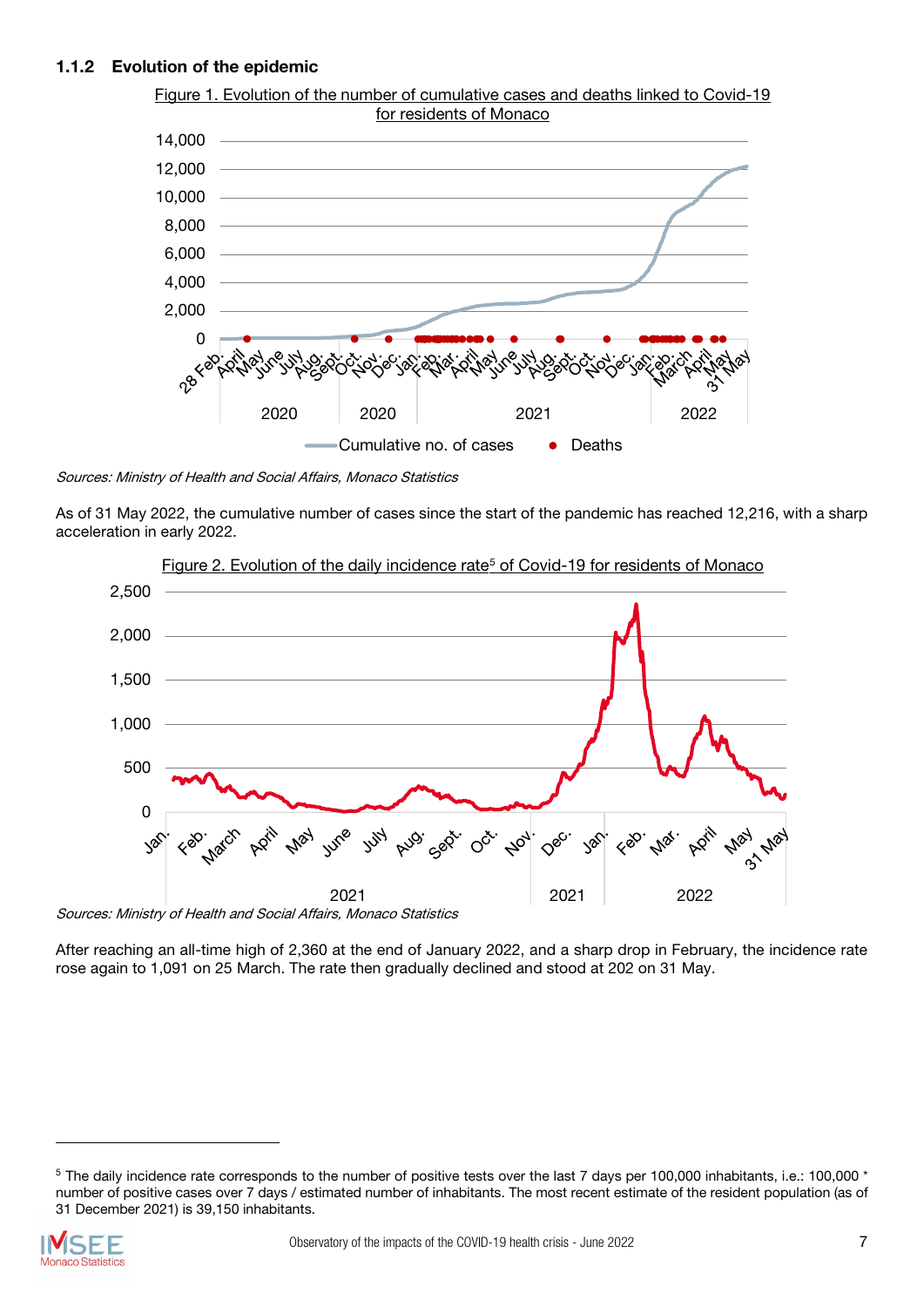### 1.1.2 Evolution of the epidemic

Figure 1. Evolution of the number of cumulative cases and deaths linked to Covid-19 for residents of Monaco

*Sources: Ministry of Health and Social Affairs, Monaco Statistics*

As of 31 May 2022, the cumulative number of cases since the start of the pandemic has reached 12,216, with a sharp acceleration in early 2022.

Figure 2. Evolution of the daily incidence rate[5] of Covid-19 for residents of Monaco

*Sources: Ministry of Health and Social Affairs, Monaco Statistics*

After reaching an all-time high of 2,360 at the end of January 2022, and a sharp drop in February, the incidence rate rose again to 1,091 on 25 March. The rate then gradually declined and stood at 202 on 31 May.

---

[5] The daily incidence rate corresponds to the number of positive tests over the last 7 days per 100,000 inhabitants, i.e.: 100,000 * number of positive cases over 7 days / estimated number of inhabitants. The most recent estimate of the resident population (as of 31 December 2021) is 39,150 inhabitants.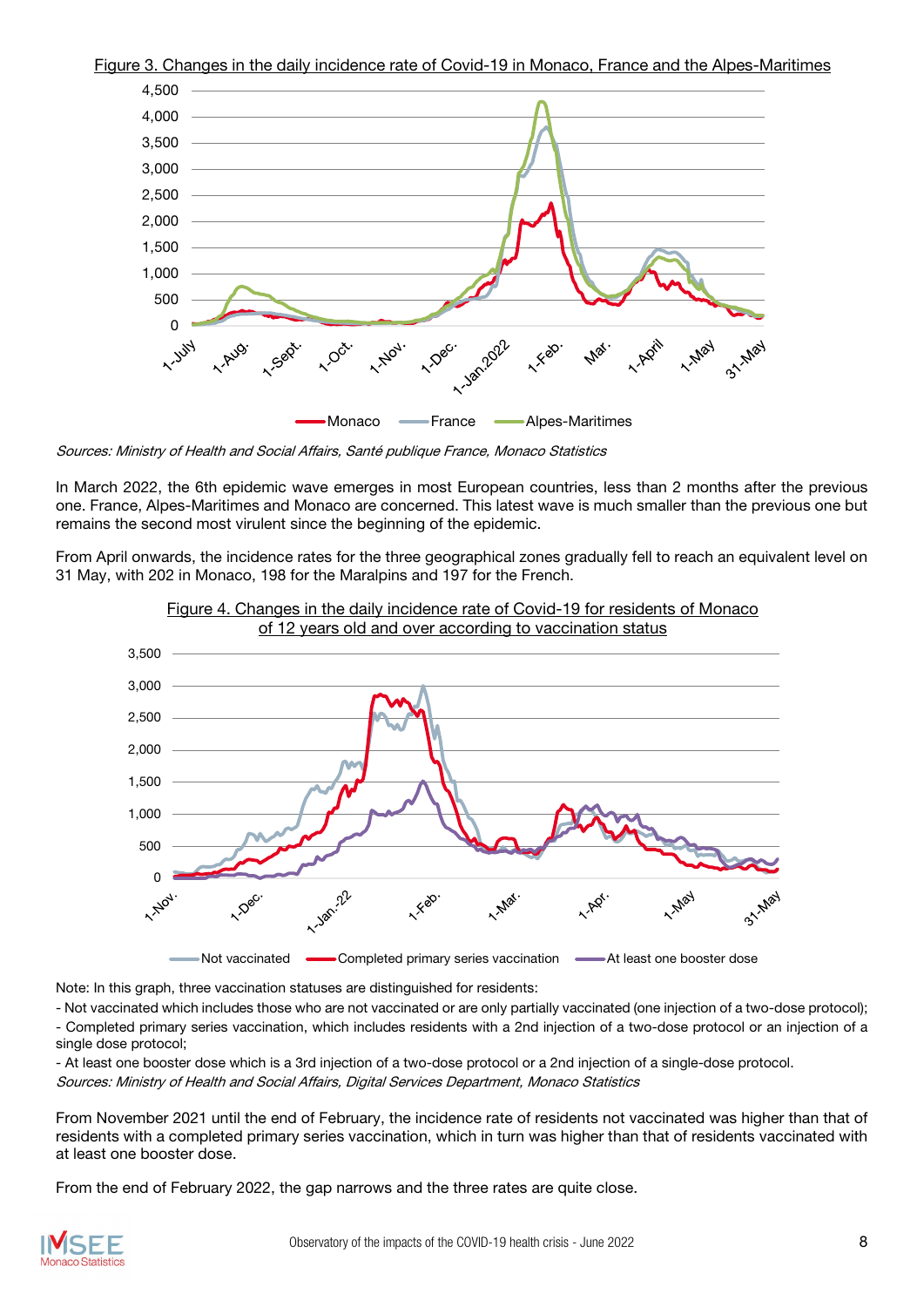Figure 3. Changes in the daily incidence rate of Covid-19 in Monaco, France and the Alpes-Maritimes

*Sources: Ministry of Health and Social Affairs, Santé publique France, Monaco Statistics*

In March 2022, the 6th epidemic wave emerges in most European countries, less than 2 months after the previous one. France, Alpes-Maritimes and Monaco are concerned. This latest wave is much smaller than the previous one but remains the second most virulent since the beginning of the epidemic.

From April onwards, the incidence rates for the three geographical zones gradually fell to reach an equivalent level on 31 May, with 202 in Monaco, 198 for the Maralpins and 197 for the French.

Figure 4. Changes in the daily incidence rate of Covid-19 for residents of Monaco of 12 years old and over according to vaccination status

Note: In this graph, three vaccination statuses are distinguished for residents:

- Not vaccinated which includes those who are not vaccinated or are only partially vaccinated (one injection of a two-dose protocol);
- Completed primary series vaccination, which includes residents with a 2nd injection of a two-dose protocol or an injection of a single dose protocol;
- At least one booster dose which is a 3rd injection of a two-dose protocol or a 2nd injection of a single-dose protocol.

*Sources: Ministry of Health and Social Affairs, Digital Services Department, Monaco Statistics*

From November 2021 until the end of February, the incidence rate of residents not vaccinated was higher than that of residents with a completed primary series vaccination, which in turn was higher than that of residents vaccinated with at least one booster dose.

From the end of February 2022, the gap narrows and the three rates are quite close.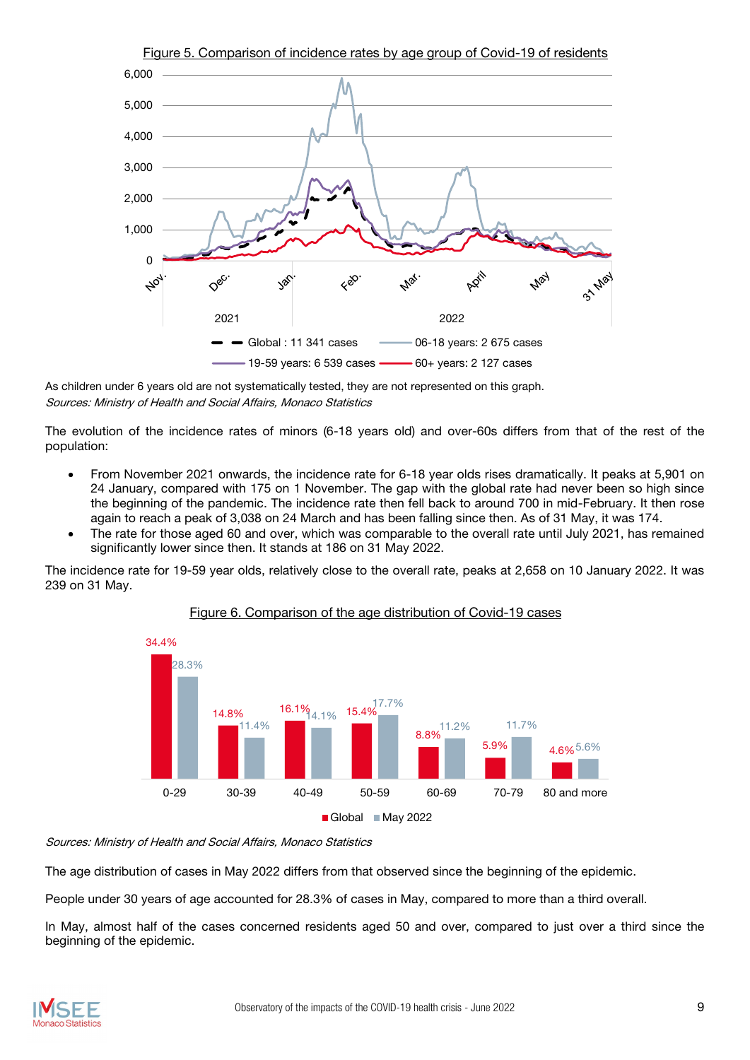Figure 5. Comparison of incidence rates by age group of Covid-19 of residents

As children under 6 years old are not systematically tested, they are not represented on this graph.
*Sources: Ministry of Health and Social Affairs, Monaco Statistics*

The evolution of the incidence rates of minors (6-18 years old) and over-60s differs from that of the rest of the population:

- From November 2021 onwards, the incidence rate for 6-18 year olds rises dramatically. It peaks at 5,901 on 24 January, compared with 175 on 1 November. The gap with the global rate had never been so high since the beginning of the pandemic. The incidence rate then fell back to around 700 in mid-February. It then rose again to reach a peak of 3,038 on 24 March and has been falling since then. As of 31 May, it was 174.
- The rate for those aged 60 and over, which was comparable to the overall rate until July 2021, has remained significantly lower since then. It stands at 186 on 31 May 2022.

The incidence rate for 19-59 year olds, relatively close to the overall rate, peaks at 2,658 on 10 January 2022. It was 239 on 31 May.

Figure 6. Comparison of the age distribution of Covid-19 cases

| Age group | Global | May 2022 |
|---|---|---|
| 0-29 | 34.4% | 28.3% |
| 30-39 | 14.8% | 11.4% |
| 40-49 | 16.1% | 14.1% |
| 50-59 | 15.4% | 17.7% |
| 60-69 | 8.8% | 11.2% |
| 70-79 | 5.9% | 11.7% |
| 80 and more | 4.6% | 5.6% |

*Sources: Ministry of Health and Social Affairs, Monaco Statistics*

The age distribution of cases in May 2022 differs from that observed since the beginning of the epidemic.

People under 30 years of age accounted for 28.3% of cases in May, compared to more than a third overall.

In May, almost half of the cases concerned residents aged 50 and over, compared to just over a third since the beginning of the epidemic.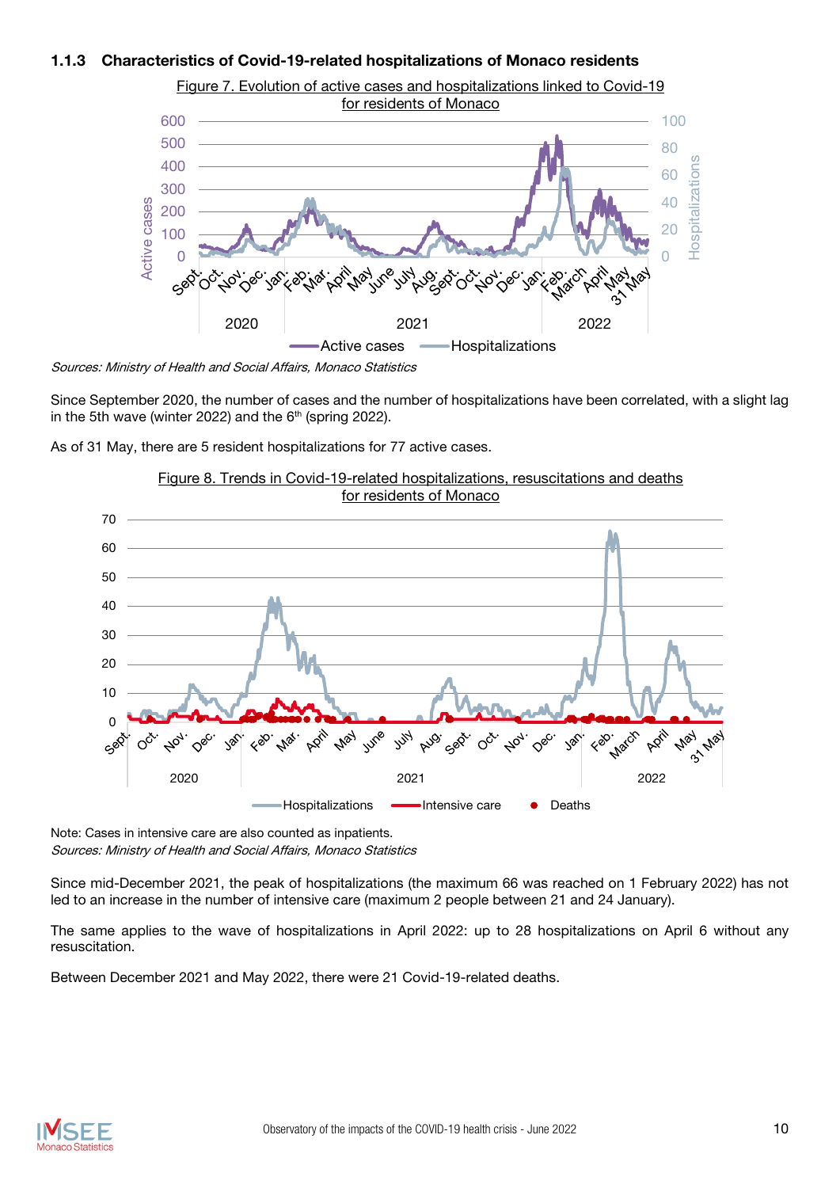### 1.1.3 Characteristics of Covid-19-related hospitalizations of Monaco residents

Figure 7. Evolution of active cases and hospitalizations linked to Covid-19 for residents of Monaco

*Sources: Ministry of Health and Social Affairs, Monaco Statistics*

Since September 2020, the number of cases and the number of hospitalizations have been correlated, with a slight lag in the 5th wave (winter 2022) and the 6th (spring 2022).

As of 31 May, there are 5 resident hospitalizations for 77 active cases.

Figure 8. Trends in Covid-19-related hospitalizations, resuscitations and deaths for residents of Monaco

Note: Cases in intensive care are also counted as inpatients.
*Sources: Ministry of Health and Social Affairs, Monaco Statistics*

Since mid-December 2021, the peak of hospitalizations (the maximum 66 was reached on 1 February 2022) has not led to an increase in the number of intensive care (maximum 2 people between 21 and 24 January).

The same applies to the wave of hospitalizations in April 2022: up to 28 hospitalizations on April 6 without any resuscitation.

Between December 2021 and May 2022, there were 21 Covid-19-related deaths.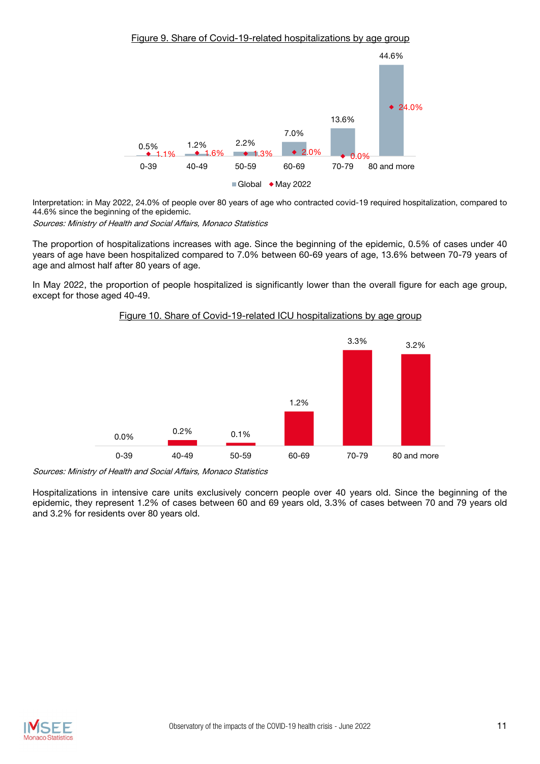Figure 9. Share of Covid-19-related hospitalizations by age group

| Age group | Global | May 2022 |
|---|---|---|
| 0-39 | 0.5% | 1.1% |
| 40-49 | 1.2% | 1.6% |
| 50-59 | 2.2% | 1.3% |
| 60-69 | 7.0% | 2.0% |
| 70-79 | 13.6% | 0.0% |
| 80 and more | 44.6% | 24.0% |

Interpretation: in May 2022, 24.0% of people over 80 years of age who contracted covid-19 required hospitalization, compared to 44.6% since the beginning of the epidemic.

*Sources: Ministry of Health and Social Affairs, Monaco Statistics*

The proportion of hospitalizations increases with age. Since the beginning of the epidemic, 0.5% of cases under 40 years of age have been hospitalized compared to 7.0% between 60-69 years of age, 13.6% between 70-79 years of age and almost half after 80 years of age.

In May 2022, the proportion of people hospitalized is significantly lower than the overall figure for each age group, except for those aged 40-49.

Figure 10. Share of Covid-19-related ICU hospitalizations by age group

| Age group | Share |
|---|---|
| 0-39 | 0.0% |
| 40-49 | 0.2% |
| 50-59 | 0.1% |
| 60-69 | 1.2% |
| 70-79 | 3.3% |
| 80 and more | 3.2% |

*Sources: Ministry of Health and Social Affairs, Monaco Statistics*

Hospitalizations in intensive care units exclusively concern people over 40 years old. Since the beginning of the epidemic, they represent 1.2% of cases between 60 and 69 years old, 3.3% of cases between 70 and 79 years old and 3.2% for residents over 80 years old.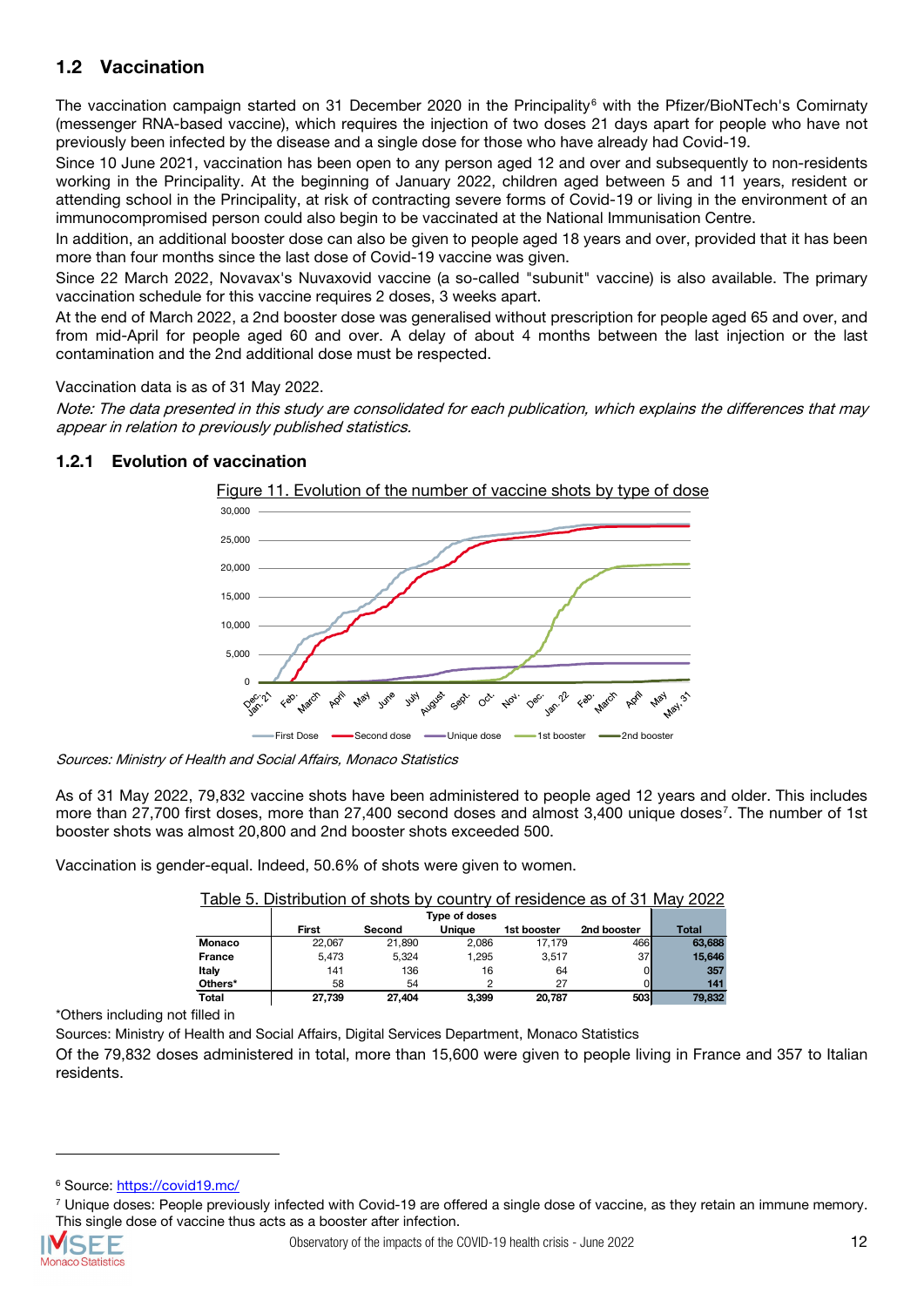## 1.2 Vaccination

The vaccination campaign started on 31 December 2020 in the Principality[6] with the Pfizer/BioNTech's Comirnaty (messenger RNA-based vaccine), which requires the injection of two doses 21 days apart for people who have not previously been infected by the disease and a single dose for those who have already had Covid-19.

Since 10 June 2021, vaccination has been open to any person aged 12 and over and subsequently to non-residents working in the Principality. At the beginning of January 2022, children aged between 5 and 11 years, resident or attending school in the Principality, at risk of contracting severe forms of Covid-19 or living in the environment of an immunocompromised person could also begin to be vaccinated at the National Immunisation Centre.

In addition, an additional booster dose can also be given to people aged 18 years and over, provided that it has been more than four months since the last dose of Covid-19 vaccine was given.

Since 22 March 2022, Novavax's Nuvaxovid vaccine (a so-called "subunit" vaccine) is also available. The primary vaccination schedule for this vaccine requires 2 doses, 3 weeks apart.

At the end of March 2022, a 2nd booster dose was generalised without prescription for people aged 65 and over, and from mid-April for people aged 60 and over. A delay of about 4 months between the last injection or the last contamination and the 2nd additional dose must be respected.

Vaccination data is as of 31 May 2022.

*Note: The data presented in this study are consolidated for each publication, which explains the differences that may appear in relation to previously published statistics.*

### 1.2.1 Evolution of vaccination

Figure 11. Evolution of the number of vaccine shots by type of dose

Sources: Ministry of Health and Social Affairs, Monaco Statistics

As of 31 May 2022, 79,832 vaccine shots have been administered to people aged 12 years and older. This includes more than 27,700 first doses, more than 27,400 second doses and almost 3,400 unique doses[7]. The number of 1st booster shots was almost 20,800 and 2nd booster shots exceeded 500.

Vaccination is gender-equal. Indeed, 50.6% of shots were given to women.

Table 5. Distribution of shots by country of residence as of 31 May 2022

| | Type of doses | | | | | |
|---|---|---|---|---|---|---|
| | First | Second | Unique | 1st booster | 2nd booster | Total |
| **Monaco** | 22,067 | 21,890 | 2,086 | 17,179 | 466 | **63,688** |
| **France** | 5,473 | 5,324 | 1,295 | 3,517 | 37 | **15,646** |
| **Italy** | 141 | 136 | 16 | 64 | 0 | **357** |
| **Others*** | 58 | 54 | 2 | 27 | 0 | **141** |
| **Total** | **27,739** | **27,404** | **3,399** | **20,787** | **503** | **79,832** |

*Others including not filled in

Sources: Ministry of Health and Social Affairs, Digital Services Department, Monaco Statistics

Of the 79,832 doses administered in total, more than 15,600 were given to people living in France and 357 to Italian residents.

[6] Source: https://covid19.mc/

[7] Unique doses: People previously infected with Covid-19 are offered a single dose of vaccine, as they retain an immune memory. This single dose of vaccine thus acts as a booster after infection.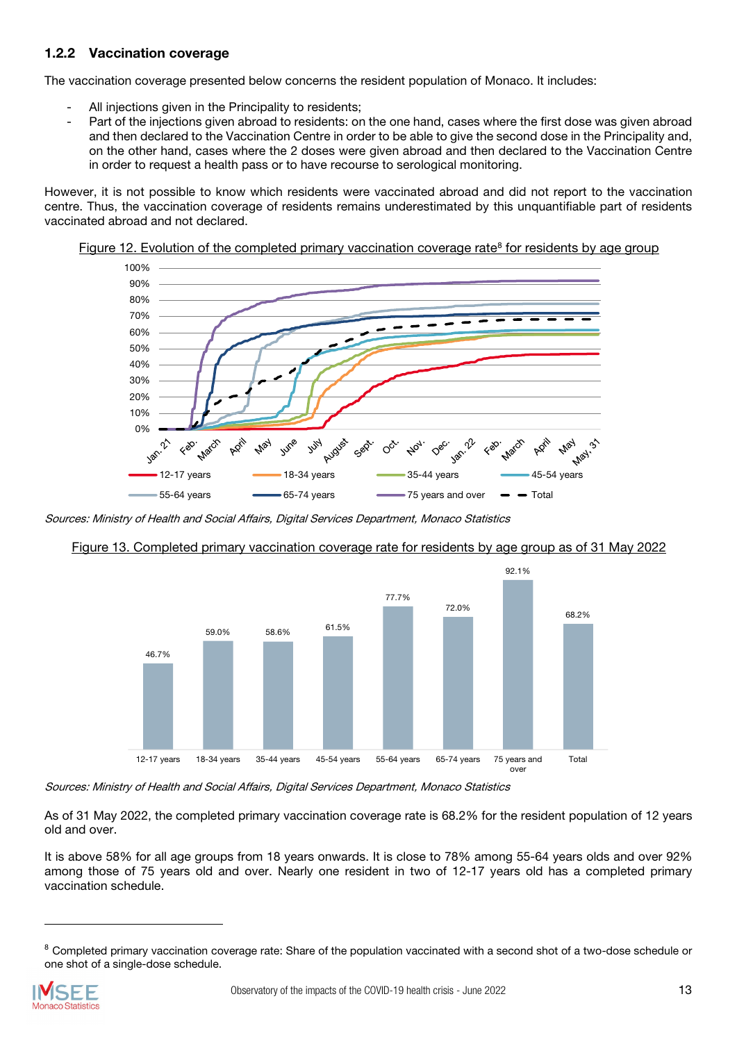### 1.2.2 Vaccination coverage

The vaccination coverage presented below concerns the resident population of Monaco. It includes:

- All injections given in the Principality to residents;
- Part of the injections given abroad to residents: on the one hand, cases where the first dose was given abroad and then declared to the Vaccination Centre in order to be able to give the second dose in the Principality and, on the other hand, cases where the 2 doses were given abroad and then declared to the Vaccination Centre in order to request a health pass or to have recourse to serological monitoring.

However, it is not possible to know which residents were vaccinated abroad and did not report to the vaccination centre. Thus, the vaccination coverage of residents remains underestimated by this unquantifiable part of residents vaccinated abroad and not declared.

Figure 12. Evolution of the completed primary vaccination coverage rate[8] for residents by age group

*Sources: Ministry of Health and Social Affairs, Digital Services Department, Monaco Statistics*

Figure 13. Completed primary vaccination coverage rate for residents by age group as of 31 May 2022

| 12-17 years | 18-34 years | 35-44 years | 45-54 years | 55-64 years | 65-74 years | 75 years and over | Total |
|---|---|---|---|---|---|---|---|
| 46.7% | 59.0% | 58.6% | 61.5% | 77.7% | 72.0% | 92.1% | 68.2% |

*Sources: Ministry of Health and Social Affairs, Digital Services Department, Monaco Statistics*

As of 31 May 2022, the completed primary vaccination coverage rate is 68.2% for the resident population of 12 years old and over.

It is above 58% for all age groups from 18 years onwards. It is close to 78% among 55-64 years olds and over 92% among those of 75 years old and over. Nearly one resident in two of 12-17 years old has a completed primary vaccination schedule.

[8] Completed primary vaccination coverage rate: Share of the population vaccinated with a second shot of a two-dose schedule or one shot of a single-dose schedule.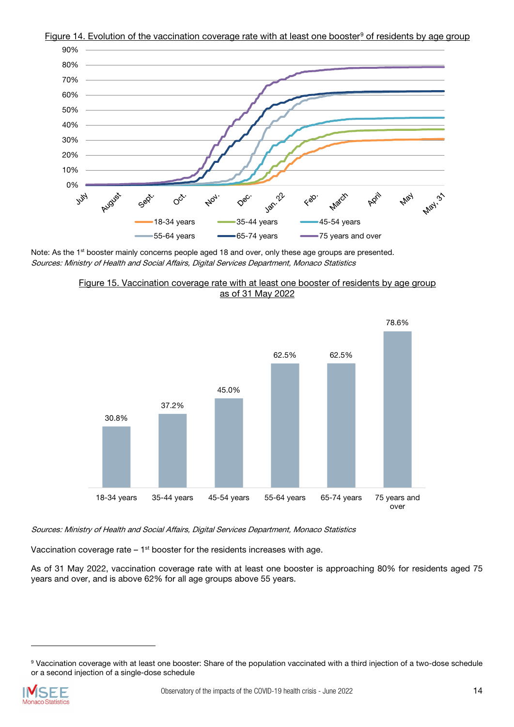Figure 14. Evolution of the vaccination coverage rate with at least one booster[9] of residents by age group

Note: As the 1st booster mainly concerns people aged 18 and over, only these age groups are presented.

*Sources: Ministry of Health and Social Affairs, Digital Services Department, Monaco Statistics*

Figure 15. Vaccination coverage rate with at least one booster of residents by age group as of 31 May 2022

| Age group | Rate |
| --- | --- |
| 18-34 years | 30.8% |
| 35-44 years | 37.2% |
| 45-54 years | 45.0% |
| 55-64 years | 62.5% |
| 65-74 years | 62.5% |
| 75 years and over | 78.6% |

*Sources: Ministry of Health and Social Affairs, Digital Services Department, Monaco Statistics*

Vaccination coverage rate – 1st booster for the residents increases with age.

As of 31 May 2022, vaccination coverage rate with at least one booster is approaching 80% for residents aged 75 years and over, and is above 62% for all age groups above 55 years.

[9] Vaccination coverage with at least one booster: Share of the population vaccinated with a third injection of a two-dose schedule or a second injection of a single-dose schedule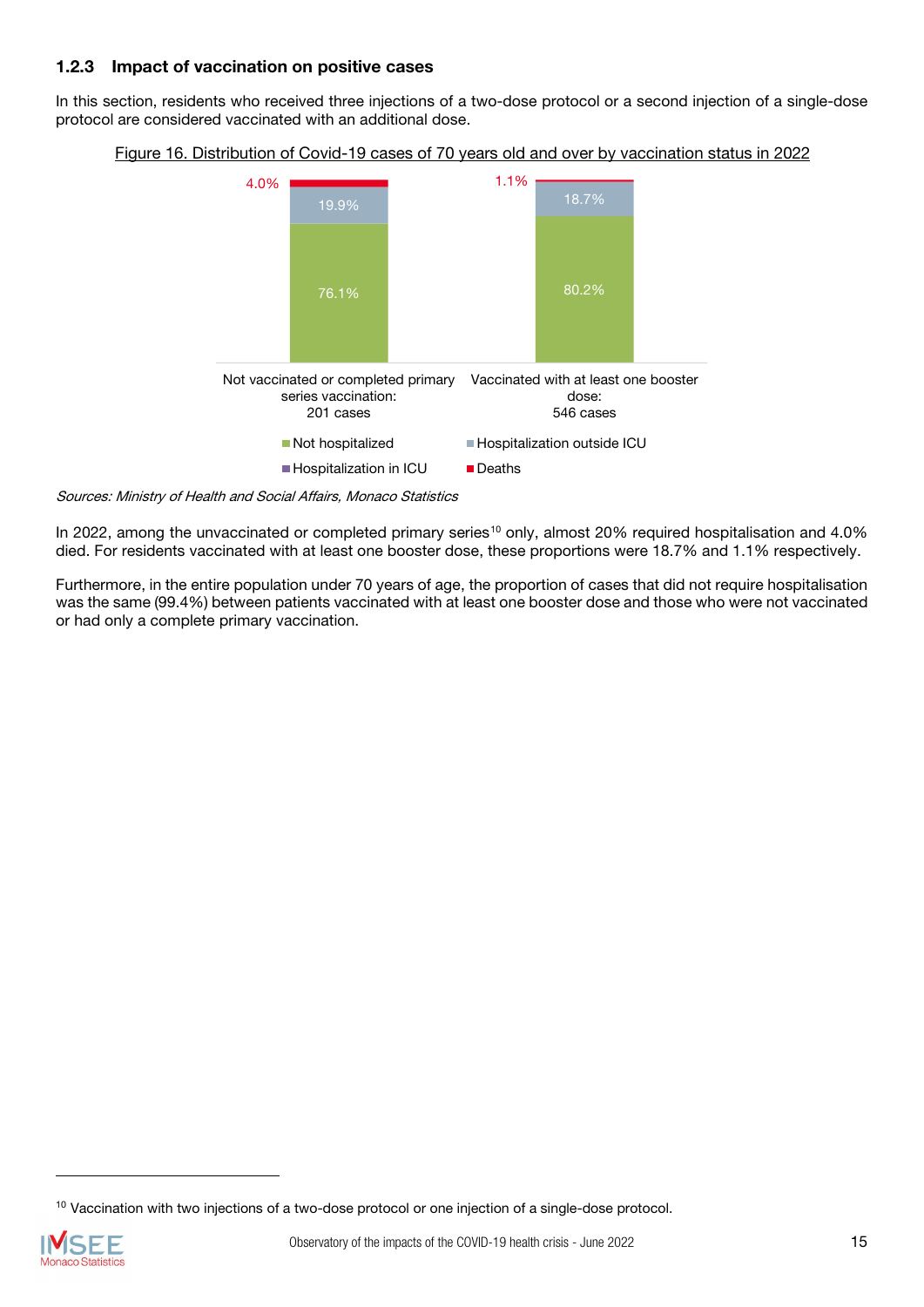### 1.2.3 Impact of vaccination on positive cases

In this section, residents who received three injections of a two-dose protocol or a second injection of a single-dose protocol are considered vaccinated with an additional dose.

Figure 16. Distribution of Covid-19 cases of 70 years old and over by vaccination status in 2022

| | Not vaccinated or completed primary series vaccination: 201 cases | Vaccinated with at least one booster dose: 546 cases |
|---|---|---|
| Not hospitalized | 76.1% | 80.2% |
| Hospitalization outside ICU | 19.9% | 18.7% |
| Hospitalization in ICU | | |
| Deaths | 4.0% | 1.1% |

*Sources: Ministry of Health and Social Affairs, Monaco Statistics*

In 2022, among the unvaccinated or completed primary series[10] only, almost 20% required hospitalisation and 4.0% died. For residents vaccinated with at least one booster dose, these proportions were 18.7% and 1.1% respectively.

Furthermore, in the entire population under 70 years of age, the proportion of cases that did not require hospitalisation was the same (99.4%) between patients vaccinated with at least one booster dose and those who were not vaccinated or had only a complete primary vaccination.

[10] Vaccination with two injections of a two-dose protocol or one injection of a single-dose protocol.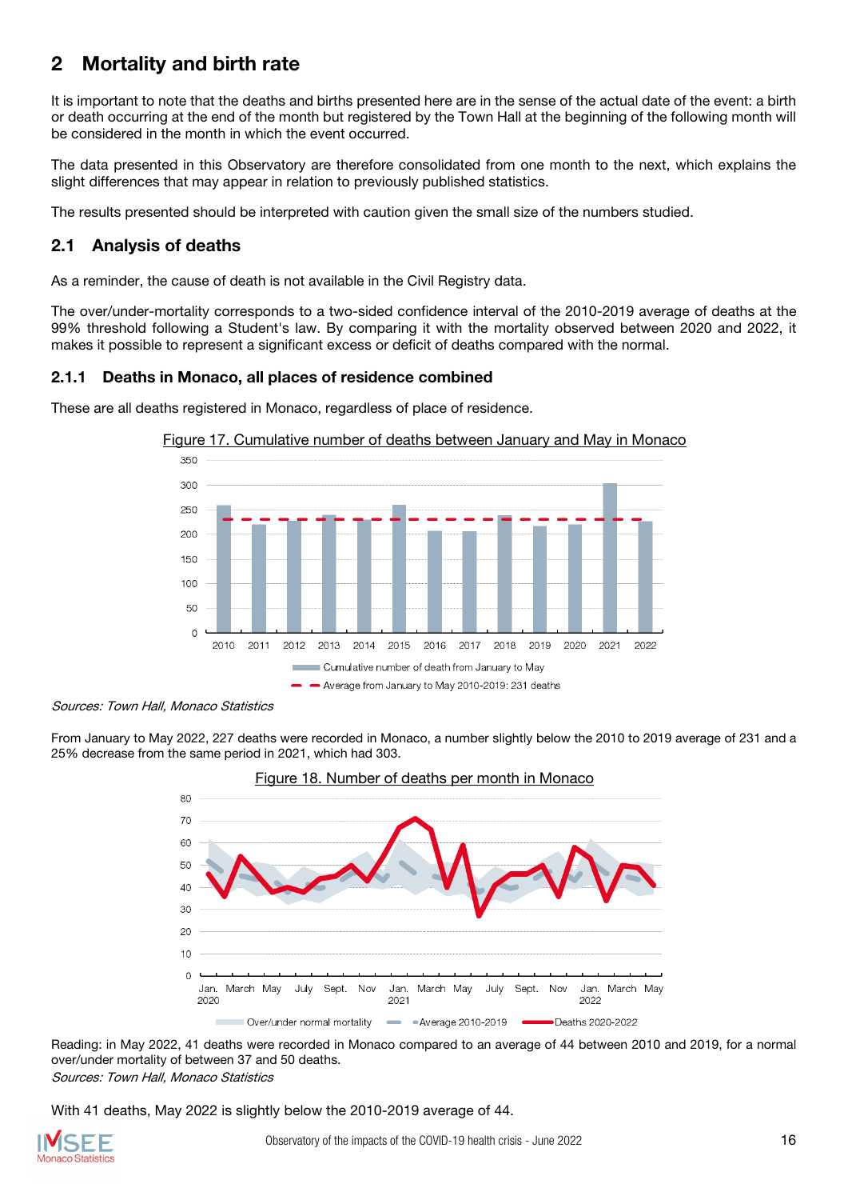# 2 Mortality and birth rate

It is important to note that the deaths and births presented here are in the sense of the actual date of the event: a birth or death occurring at the end of the month but registered by the Town Hall at the beginning of the following month will be considered in the month in which the event occurred.

The data presented in this Observatory are therefore consolidated from one month to the next, which explains the slight differences that may appear in relation to previously published statistics.

The results presented should be interpreted with caution given the small size of the numbers studied.

## 2.1 Analysis of deaths

As a reminder, the cause of death is not available in the Civil Registry data.

The over/under-mortality corresponds to a two-sided confidence interval of the 2010-2019 average of deaths at the 99% threshold following a Student's law. By comparing it with the mortality observed between 2020 and 2022, it makes it possible to represent a significant excess or deficit of deaths compared with the normal.

### 2.1.1 Deaths in Monaco, all places of residence combined

These are all deaths registered in Monaco, regardless of place of residence.

Figure 17. Cumulative number of deaths between January and May in Monaco

*Sources: Town Hall, Monaco Statistics*

From January to May 2022, 227 deaths were recorded in Monaco, a number slightly below the 2010 to 2019 average of 231 and a 25% decrease from the same period in 2021, which had 303.

Figure 18. Number of deaths per month in Monaco

Reading: in May 2022, 41 deaths were recorded in Monaco compared to an average of 44 between 2010 and 2019, for a normal over/under mortality of between 37 and 50 deaths.

*Sources: Town Hall, Monaco Statistics*

With 41 deaths, May 2022 is slightly below the 2010-2019 average of 44.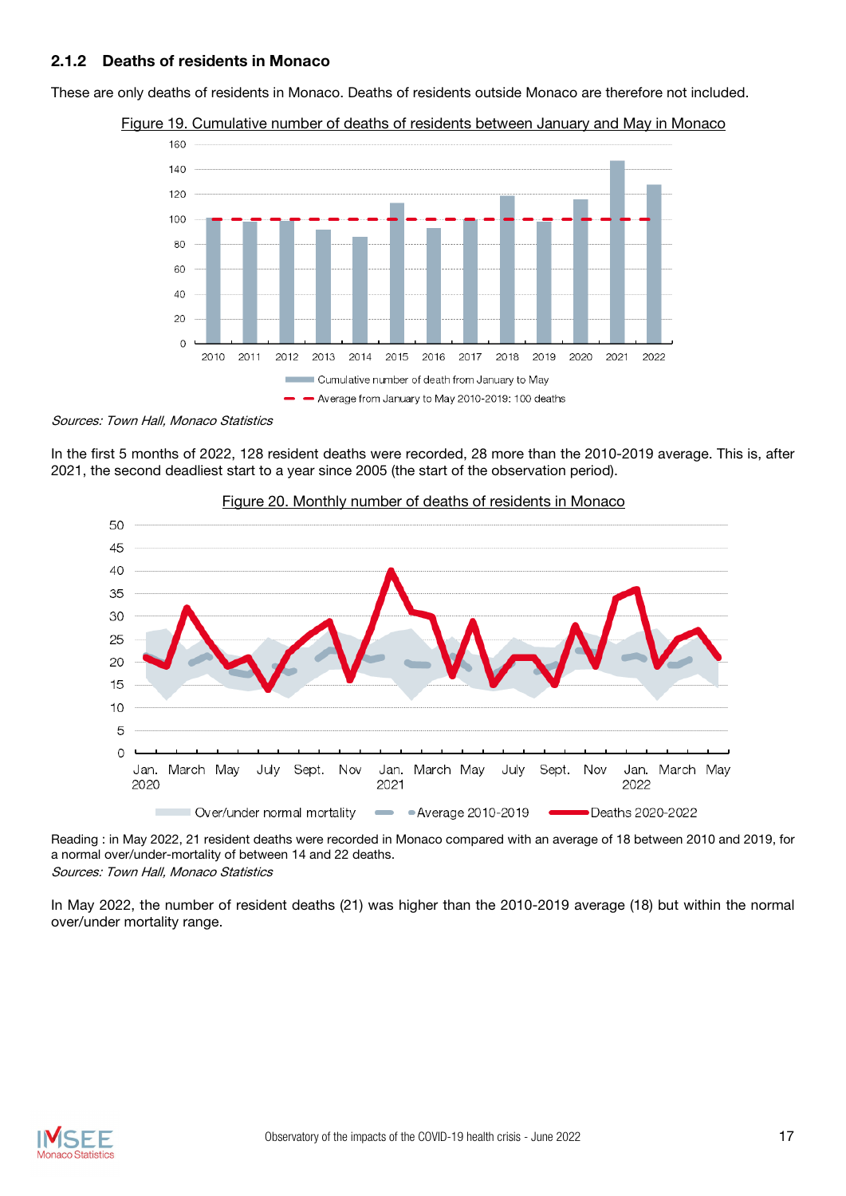### 2.1.2 Deaths of residents in Monaco

These are only deaths of residents in Monaco. Deaths of residents outside Monaco are therefore not included.

Figure 19. Cumulative number of deaths of residents between January and May in Monaco

*Sources: Town Hall, Monaco Statistics*

In the first 5 months of 2022, 128 resident deaths were recorded, 28 more than the 2010-2019 average. This is, after 2021, the second deadliest start to a year since 2005 (the start of the observation period).

Figure 20. Monthly number of deaths of residents in Monaco

Reading : in May 2022, 21 resident deaths were recorded in Monaco compared with an average of 18 between 2010 and 2019, for a normal over/under-mortality of between 14 and 22 deaths.
*Sources: Town Hall, Monaco Statistics*

In May 2022, the number of resident deaths (21) was higher than the 2010-2019 average (18) but within the normal over/under mortality range.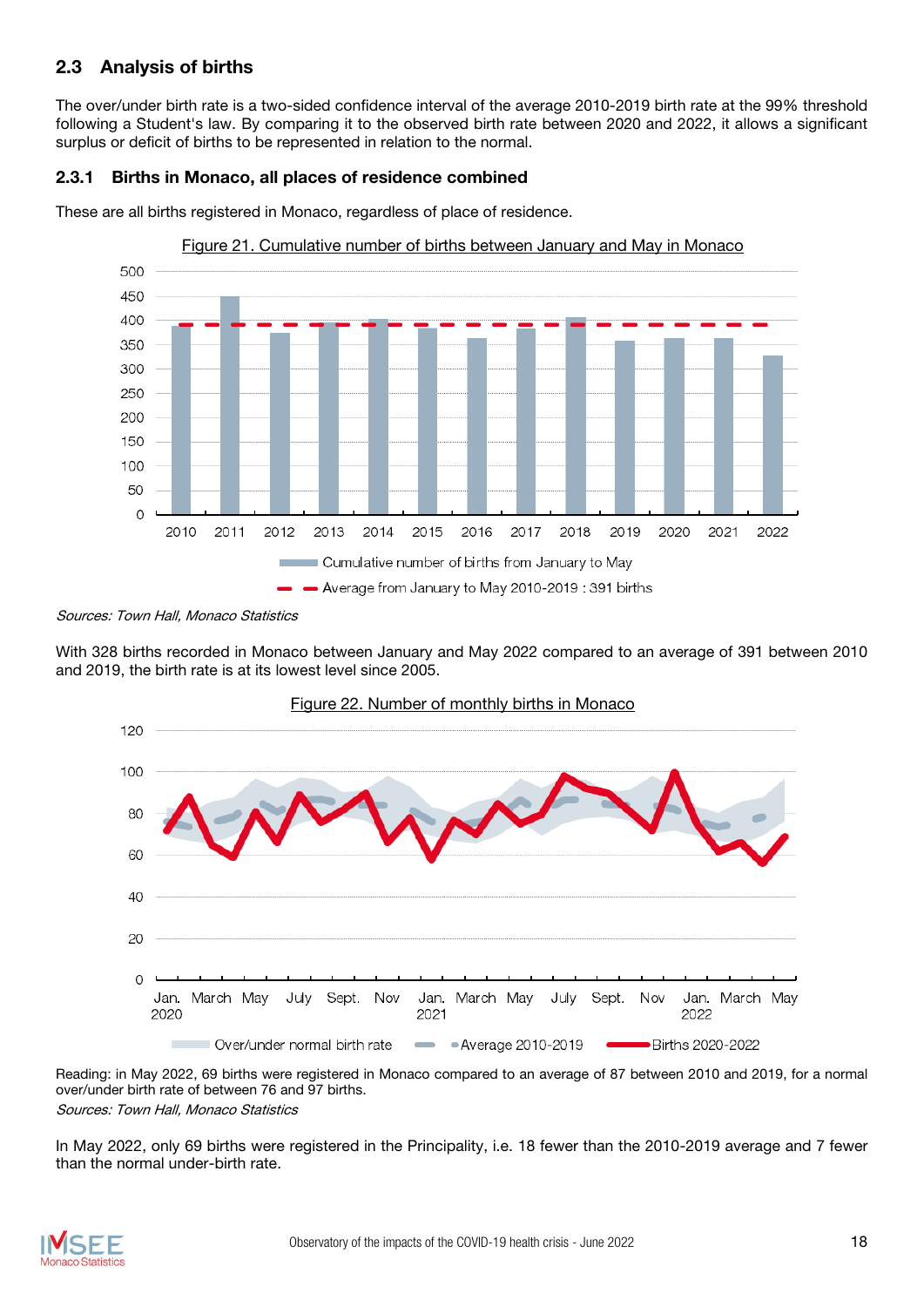## 2.3 Analysis of births

The over/under birth rate is a two-sided confidence interval of the average 2010-2019 birth rate at the 99% threshold following a Student's law. By comparing it to the observed birth rate between 2020 and 2022, it allows a significant surplus or deficit of births to be represented in relation to the normal.

### 2.3.1 Births in Monaco, all places of residence combined

These are all births registered in Monaco, regardless of place of residence.

Figure 21. Cumulative number of births between January and May in Monaco

*Sources: Town Hall, Monaco Statistics*

With 328 births recorded in Monaco between January and May 2022 compared to an average of 391 between 2010 and 2019, the birth rate is at its lowest level since 2005.

Figure 22. Number of monthly births in Monaco

Reading: in May 2022, 69 births were registered in Monaco compared to an average of 87 between 2010 and 2019, for a normal over/under birth rate of between 76 and 97 births.
*Sources: Town Hall, Monaco Statistics*

In May 2022, only 69 births were registered in the Principality, i.e. 18 fewer than the 2010-2019 average and 7 fewer than the normal under-birth rate.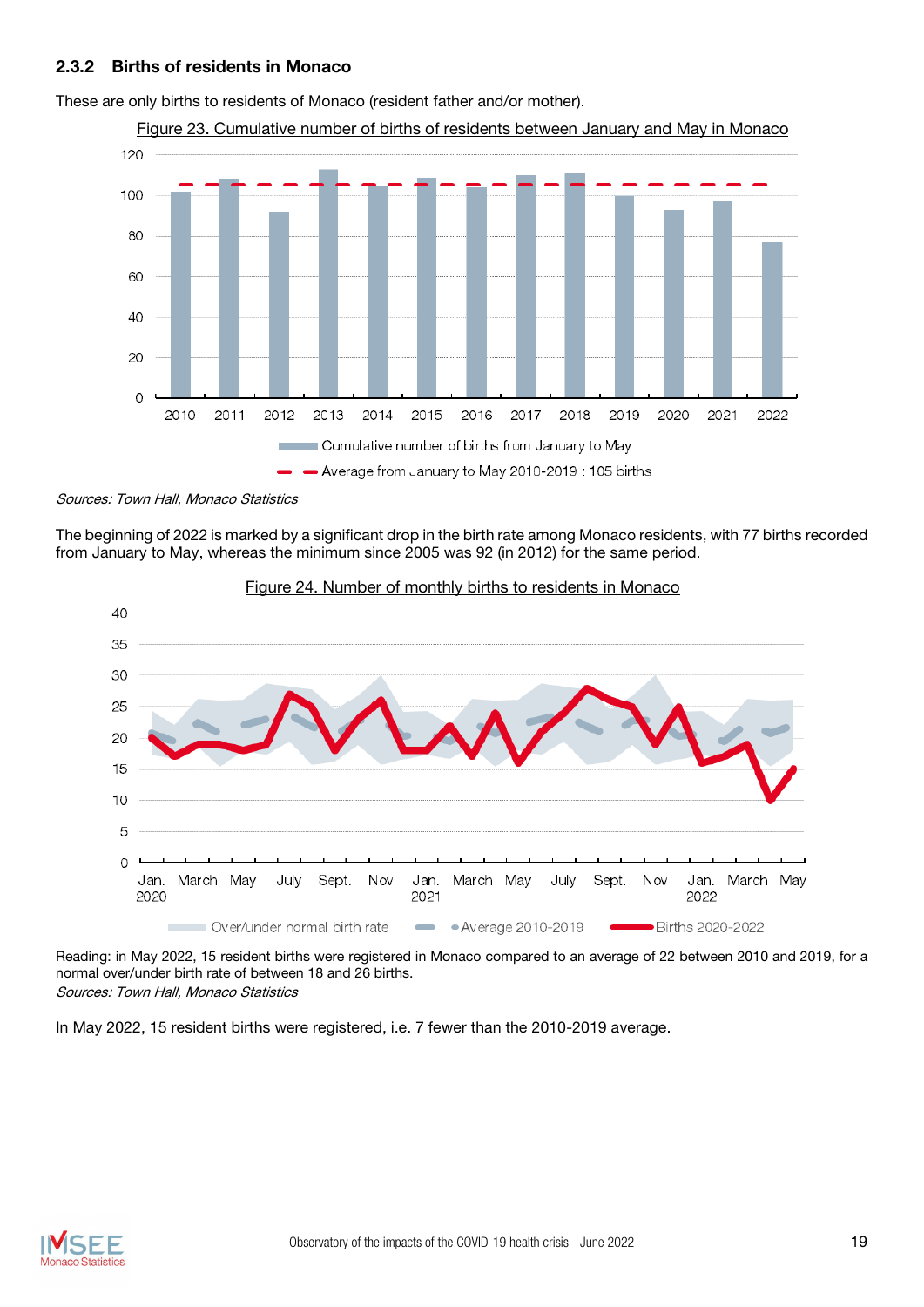### 2.3.2 Births of residents in Monaco

These are only births to residents of Monaco (resident father and/or mother).

Figure 23. Cumulative number of births of residents between January and May in Monaco

*Sources: Town Hall, Monaco Statistics*

The beginning of 2022 is marked by a significant drop in the birth rate among Monaco residents, with 77 births recorded from January to May, whereas the minimum since 2005 was 92 (in 2012) for the same period.

Figure 24. Number of monthly births to residents in Monaco

Reading: in May 2022, 15 resident births were registered in Monaco compared to an average of 22 between 2010 and 2019, for a normal over/under birth rate of between 18 and 26 births.
*Sources: Town Hall, Monaco Statistics*

In May 2022, 15 resident births were registered, i.e. 7 fewer than the 2010-2019 average.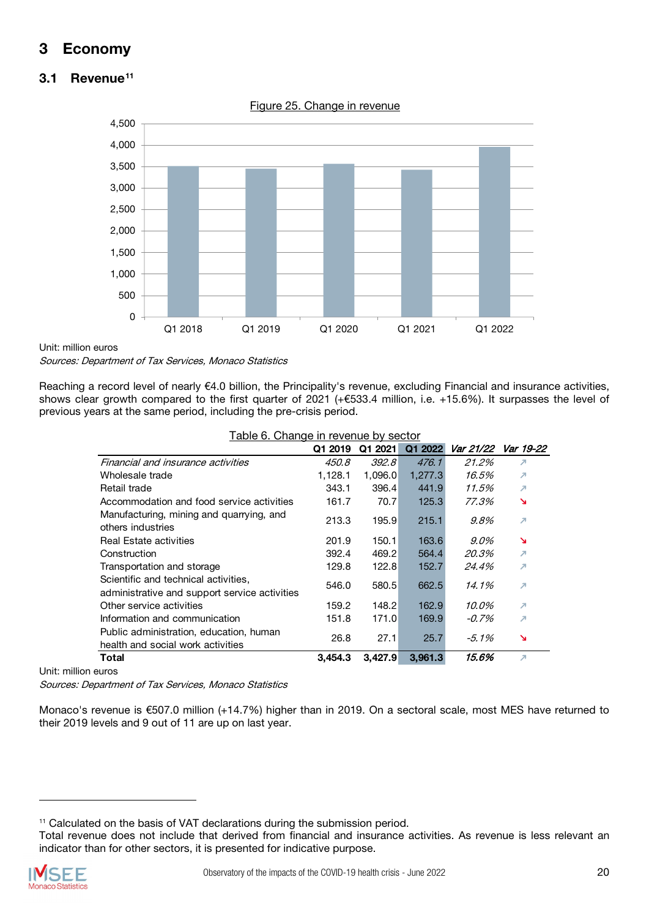# 3 Economy

## 3.1 Revenue[11]

Figure 25. Change in revenue

Unit: million euros

*Sources: Department of Tax Services, Monaco Statistics*

Reaching a record level of nearly €4.0 billion, the Principality's revenue, excluding Financial and insurance activities, shows clear growth compared to the first quarter of 2021 (+€533.4 million, i.e. +15.6%). It surpasses the level of previous years at the same period, including the pre-crisis period.

Table 6. Change in revenue by sector

| | Q1 2019 | Q1 2021 | Q1 2022 | *Var 21/22* | *Var 19-22* |
|---|---|---|---|---|---|
| *Financial and insurance activities* | *450.8* | *392.8* | *476.1* | *21.2%* | ↗ |
| Wholesale trade | 1,128.1 | 1,096.0 | 1,277.3 | *16.5%* | ↗ |
| Retail trade | 343.1 | 396.4 | 441.9 | *11.5%* | ↗ |
| Accommodation and food service activities | 161.7 | 70.7 | 125.3 | *77.3%* | ↘ |
| Manufacturing, mining and quarrying, and others industries | 213.3 | 195.9 | 215.1 | *9.8%* | ↗ |
| Real Estate activities | 201.9 | 150.1 | 163.6 | *9.0%* | ↘ |
| Construction | 392.4 | 469.2 | 564.4 | *20.3%* | ↗ |
| Transportation and storage | 129.8 | 122.8 | 152.7 | *24.4%* | ↗ |
| Scientific and technical activities, administrative and support service activities | 546.0 | 580.5 | 662.5 | *14.1%* | ↗ |
| Other service activities | 159.2 | 148.2 | 162.9 | *10.0%* | ↗ |
| Information and communication | 151.8 | 171.0 | 169.9 | *-0.7%* | ↗ |
| Public administration, education, human health and social work activities | 26.8 | 27.1 | 25.7 | *-5.1%* | ↘ |
| **Total** | **3,454.3** | **3,427.9** | **3,961.3** | ***15.6%*** | ↗ |

Unit: million euros

*Sources: Department of Tax Services, Monaco Statistics*

Monaco's revenue is €507.0 million (+14.7%) higher than in 2019. On a sectoral scale, most MES have returned to their 2019 levels and 9 out of 11 are up on last year.

[11] Calculated on the basis of VAT declarations during the submission period.
Total revenue does not include that derived from financial and insurance activities. As revenue is less relevant an indicator than for other sectors, it is presented for indicative purpose.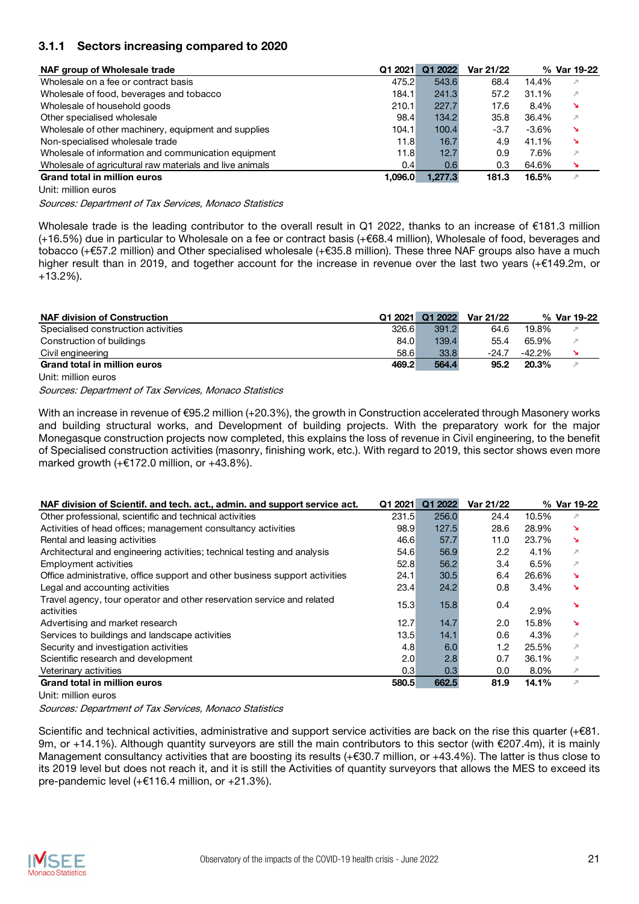### 3.1.1 Sectors increasing compared to 2020

| NAF group of Wholesale trade | Q1 2021 | Q1 2022 | Var 21/22 | % | Var 19-22 |
|---|---|---|---|---|---|
| Wholesale on a fee or contract basis | 475.2 | 543.6 | 68.4 | 14.4% | ↗ |
| Wholesale of food, beverages and tobacco | 184.1 | 241.3 | 57.2 | 31.1% | ↗ |
| Wholesale of household goods | 210.1 | 227.7 | 17.6 | 8.4% | ↘ |
| Other specialised wholesale | 98.4 | 134.2 | 35.8 | 36.4% | ↗ |
| Wholesale of other machinery, equipment and supplies | 104.1 | 100.4 | -3.7 | -3.6% | ↘ |
| Non-specialised wholesale trade | 11.8 | 16.7 | 4.9 | 41.1% | ↘ |
| Wholesale of information and communication equipment | 11.8 | 12.7 | 0.9 | 7.6% | ↗ |
| Wholesale of agricultural raw materials and live animals | 0.4 | 0.6 | 0.3 | 64.6% | ↘ |
| **Grand total in million euros** | **1,096.0** | **1,277.3** | **181.3** | **16.5%** | ↗ |

Unit: million euros

*Sources: Department of Tax Services, Monaco Statistics*

Wholesale trade is the leading contributor to the overall result in Q1 2022, thanks to an increase of €181.3 million (+16.5%) due in particular to Wholesale on a fee or contract basis (+€68.4 million), Wholesale of food, beverages and tobacco (+€57.2 million) and Other specialised wholesale (+€35.8 million). These three NAF groups also have a much higher result than in 2019, and together account for the increase in revenue over the last two years (+€149.2m, or +13.2%).

| NAF division of Construction | Q1 2021 | Q1 2022 | Var 21/22 | % | Var 19-22 |
|---|---|---|---|---|---|
| Specialised construction activities | 326.6 | 391.2 | 64.6 | 19.8% | ↗ |
| Construction of buildings | 84.0 | 139.4 | 55.4 | 65.9% | ↗ |
| Civil engineering | 58.6 | 33.8 | -24.7 | -42.2% | ↘ |
| **Grand total in million euros** | **469.2** | **564.4** | **95.2** | **20.3%** | ↗ |

Unit: million euros

*Sources: Department of Tax Services, Monaco Statistics*

With an increase in revenue of €95.2 million (+20.3%), the growth in Construction accelerated through Masonery works and building structural works, and Development of building projects. With the preparatory work for the major Monegasque construction projects now completed, this explains the loss of revenue in Civil engineering, to the benefit of Specialised construction activities (masonry, finishing work, etc.). With regard to 2019, this sector shows even more marked growth (+€172.0 million, or +43.8%).

| NAF division of Scientif. and tech. act., admin. and support service act. | Q1 2021 | Q1 2022 | Var 21/22 | % | Var 19-22 |
|---|---|---|---|---|---|
| Other professional, scientific and technical activities | 231.5 | 256.0 | 24.4 | 10.5% | ↗ |
| Activities of head offices; management consultancy activities | 98.9 | 127.5 | 28.6 | 28.9% | ↘ |
| Rental and leasing activities | 46.6 | 57.7 | 11.0 | 23.7% | ↘ |
| Architectural and engineering activities; technical testing and analysis | 54.6 | 56.9 | 2.2 | 4.1% | ↗ |
| Employment activities | 52.8 | 56.2 | 3.4 | 6.5% | ↗ |
| Office administrative, office support and other business support activities | 24.1 | 30.5 | 6.4 | 26.6% | ↘ |
| Legal and accounting activities | 23.4 | 24.2 | 0.8 | 3.4% | ↘ |
| Travel agency, tour operator and other reservation service and related activities | 15.3 | 15.8 | 0.4 | 2.9% | ↘ |
| Advertising and market research | 12.7 | 14.7 | 2.0 | 15.8% | ↘ |
| Services to buildings and landscape activities | 13.5 | 14.1 | 0.6 | 4.3% | ↗ |
| Security and investigation activities | 4.8 | 6.0 | 1.2 | 25.5% | ↗ |
| Scientific research and development | 2.0 | 2.8 | 0.7 | 36.1% | ↗ |
| Veterinary activities | 0.3 | 0.3 | 0.0 | 8.0% | ↗ |
| **Grand total in million euros** | **580.5** | **662.5** | **81.9** | **14.1%** | ↗ |

Unit: million euros

*Sources: Department of Tax Services, Monaco Statistics*

Scientific and technical activities, administrative and support service activities are back on the rise this quarter (+€81.9m, or +14.1%). Although quantity surveyors are still the main contributors to this sector (with €207.4m), it is mainly Management consultancy activities that are boosting its results (+€30.7 million, or +43.4%). The latter is thus close to its 2019 level but does not reach it, and it is still the Activities of quantity surveyors that allows the MES to exceed its pre-pandemic level (+€116.4 million, or +21.3%).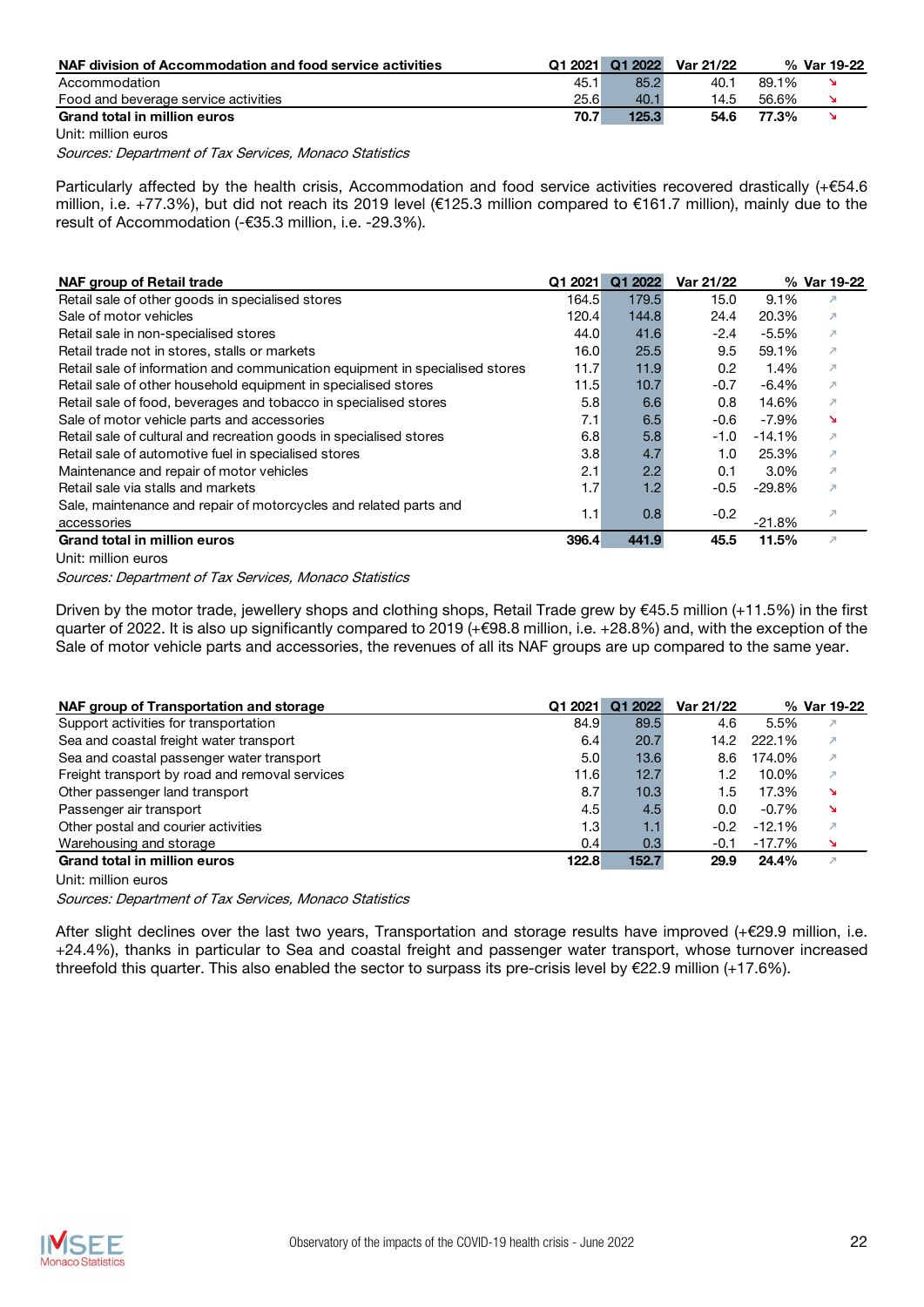| NAF division of Accommodation and food service activities | Q1 2021 | Q1 2022 | Var 21/22 | % | Var 19-22 |
|---|---|---|---|---|---|
| Accommodation | 45.1 | 85.2 | 40.1 | 89.1% | ↘ |
| Food and beverage service activities | 25.6 | 40.1 | 14.5 | 56.6% | ↘ |
| **Grand total in million euros** | **70.7** | **125.3** | **54.6** | **77.3%** | ↘ |

Unit: million euros

*Sources: Department of Tax Services, Monaco Statistics*

Particularly affected by the health crisis, Accommodation and food service activities recovered drastically (+€54.6 million, i.e. +77.3%), but did not reach its 2019 level (€125.3 million compared to €161.7 million), mainly due to the result of Accommodation (-€35.3 million, i.e. -29.3%).

| NAF group of Retail trade | Q1 2021 | Q1 2022 | Var 21/22 | % | Var 19-22 |
|---|---|---|---|---|---|
| Retail sale of other goods in specialised stores | 164.5 | 179.5 | 15.0 | 9.1% | ↗ |
| Sale of motor vehicles | 120.4 | 144.8 | 24.4 | 20.3% | ↗ |
| Retail sale in non-specialised stores | 44.0 | 41.6 | -2.4 | -5.5% | ↗ |
| Retail trade not in stores, stalls or markets | 16.0 | 25.5 | 9.5 | 59.1% | ↗ |
| Retail sale of information and communication equipment in specialised stores | 11.7 | 11.9 | 0.2 | 1.4% | ↗ |
| Retail sale of other household equipment in specialised stores | 11.5 | 10.7 | -0.7 | -6.4% | ↗ |
| Retail sale of food, beverages and tobacco in specialised stores | 5.8 | 6.6 | 0.8 | 14.6% | ↗ |
| Sale of motor vehicle parts and accessories | 7.1 | 6.5 | -0.6 | -7.9% | ↘ |
| Retail sale of cultural and recreation goods in specialised stores | 6.8 | 5.8 | -1.0 | -14.1% | ↗ |
| Retail sale of automotive fuel in specialised stores | 3.8 | 4.7 | 1.0 | 25.3% | ↗ |
| Maintenance and repair of motor vehicles | 2.1 | 2.2 | 0.1 | 3.0% | ↗ |
| Retail sale via stalls and markets | 1.7 | 1.2 | -0.5 | -29.8% | ↗ |
| Sale, maintenance and repair of motorcycles and related parts and accessories | 1.1 | 0.8 | -0.2 | -21.8% | ↗ |
| **Grand total in million euros** | **396.4** | **441.9** | **45.5** | **11.5%** | ↗ |

Unit: million euros

*Sources: Department of Tax Services, Monaco Statistics*

Driven by the motor trade, jewellery shops and clothing shops, Retail Trade grew by €45.5 million (+11.5%) in the first quarter of 2022. It is also up significantly compared to 2019 (+€98.8 million, i.e. +28.8%) and, with the exception of the Sale of motor vehicle parts and accessories, the revenues of all its NAF groups are up compared to the same year.

| NAF group of Transportation and storage | Q1 2021 | Q1 2022 | Var 21/22 | % | Var 19-22 |
|---|---|---|---|---|---|
| Support activities for transportation | 84.9 | 89.5 | 4.6 | 5.5% | ↗ |
| Sea and coastal freight water transport | 6.4 | 20.7 | 14.2 | 222.1% | ↗ |
| Sea and coastal passenger water transport | 5.0 | 13.6 | 8.6 | 174.0% | ↗ |
| Freight transport by road and removal services | 11.6 | 12.7 | 1.2 | 10.0% | ↗ |
| Other passenger land transport | 8.7 | 10.3 | 1.5 | 17.3% | ↘ |
| Passenger air transport | 4.5 | 4.5 | 0.0 | -0.7% | ↘ |
| Other postal and courier activities | 1.3 | 1.1 | -0.2 | -12.1% | ↗ |
| Warehousing and storage | 0.4 | 0.3 | -0.1 | -17.7% | ↘ |
| **Grand total in million euros** | **122.8** | **152.7** | **29.9** | **24.4%** | ↗ |

Unit: million euros

*Sources: Department of Tax Services, Monaco Statistics*

After slight declines over the last two years, Transportation and storage results have improved (+€29.9 million, i.e. +24.4%), thanks in particular to Sea and coastal freight and passenger water transport, whose turnover increased threefold this quarter. This also enabled the sector to surpass its pre-crisis level by €22.9 million (+17.6%).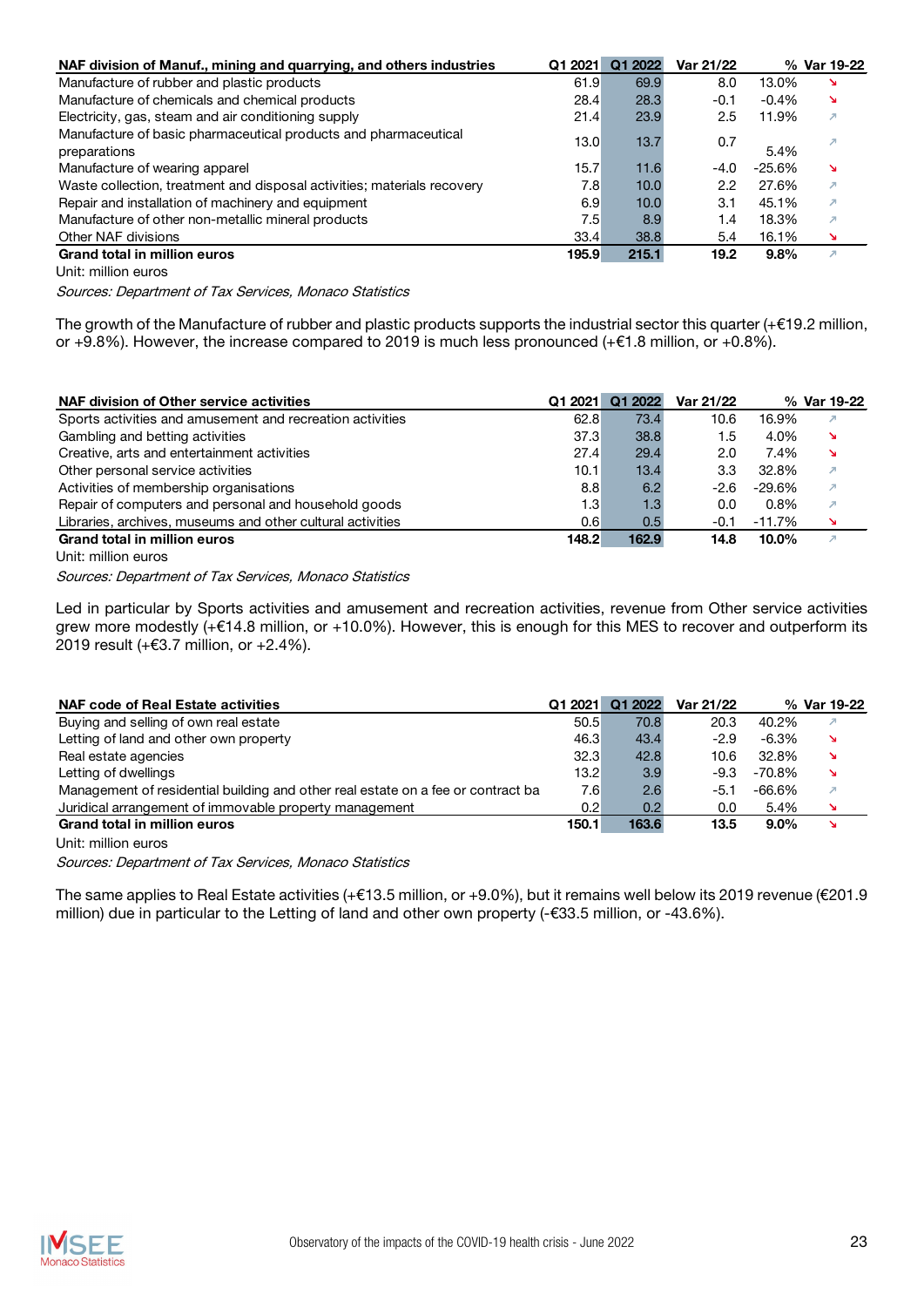| NAF division of Manuf., mining and quarrying, and others industries | Q1 2021 | Q1 2022 | Var 21/22 | % | Var 19-22 |
|---|---|---|---|---|---|
| Manufacture of rubber and plastic products | 61.9 | 69.9 | 8.0 | 13.0% | ↘ |
| Manufacture of chemicals and chemical products | 28.4 | 28.3 | -0.1 | -0.4% | ↘ |
| Electricity, gas, steam and air conditioning supply | 21.4 | 23.9 | 2.5 | 11.9% | ↗ |
| Manufacture of basic pharmaceutical products and pharmaceutical preparations | 13.0 | 13.7 | 0.7 | 5.4% | ↗ |
| Manufacture of wearing apparel | 15.7 | 11.6 | -4.0 | -25.6% | ↘ |
| Waste collection, treatment and disposal activities; materials recovery | 7.8 | 10.0 | 2.2 | 27.6% | ↗ |
| Repair and installation of machinery and equipment | 6.9 | 10.0 | 3.1 | 45.1% | ↗ |
| Manufacture of other non-metallic mineral products | 7.5 | 8.9 | 1.4 | 18.3% | ↗ |
| Other NAF divisions | 33.4 | 38.8 | 5.4 | 16.1% | ↘ |
| **Grand total in million euros** | **195.9** | **215.1** | **19.2** | **9.8%** | ↗ |

Unit: million euros

*Sources: Department of Tax Services, Monaco Statistics*

The growth of the Manufacture of rubber and plastic products supports the industrial sector this quarter (+€19.2 million, or +9.8%). However, the increase compared to 2019 is much less pronounced (+€1.8 million, or +0.8%).

| NAF division of Other service activities | Q1 2021 | Q1 2022 | Var 21/22 | % | Var 19-22 |
|---|---|---|---|---|---|
| Sports activities and amusement and recreation activities | 62.8 | 73.4 | 10.6 | 16.9% | ↗ |
| Gambling and betting activities | 37.3 | 38.8 | 1.5 | 4.0% | ↘ |
| Creative, arts and entertainment activities | 27.4 | 29.4 | 2.0 | 7.4% | ↘ |
| Other personal service activities | 10.1 | 13.4 | 3.3 | 32.8% | ↗ |
| Activities of membership organisations | 8.8 | 6.2 | -2.6 | -29.6% | ↗ |
| Repair of computers and personal and household goods | 1.3 | 1.3 | 0.0 | 0.8% | ↗ |
| Libraries, archives, museums and other cultural activities | 0.6 | 0.5 | -0.1 | -11.7% | ↘ |
| **Grand total in million euros** | **148.2** | **162.9** | **14.8** | **10.0%** | ↗ |

Unit: million euros

*Sources: Department of Tax Services, Monaco Statistics*

Led in particular by Sports activities and amusement and recreation activities, revenue from Other service activities grew more modestly (+€14.8 million, or +10.0%). However, this is enough for this MES to recover and outperform its 2019 result (+€3.7 million, or +2.4%).

| NAF code of Real Estate activities | Q1 2021 | Q1 2022 | Var 21/22 | % | Var 19-22 |
|---|---|---|---|---|---|
| Buying and selling of own real estate | 50.5 | 70.8 | 20.3 | 40.2% | ↗ |
| Letting of land and other own property | 46.3 | 43.4 | -2.9 | -6.3% | ↘ |
| Real estate agencies | 32.3 | 42.8 | 10.6 | 32.8% | ↘ |
| Letting of dwellings | 13.2 | 3.9 | -9.3 | -70.8% | ↘ |
| Management of residential building and other real estate on a fee or contract ba | 7.6 | 2.6 | -5.1 | -66.6% | ↗ |
| Juridical arrangement of immovable property management | 0.2 | 0.2 | 0.0 | 5.4% | ↘ |
| **Grand total in million euros** | **150.1** | **163.6** | **13.5** | **9.0%** | ↘ |

Unit: million euros

*Sources: Department of Tax Services, Monaco Statistics*

The same applies to Real Estate activities (+€13.5 million, or +9.0%), but it remains well below its 2019 revenue (€201.9 million) due in particular to the Letting of land and other own property (-€33.5 million, or -43.6%).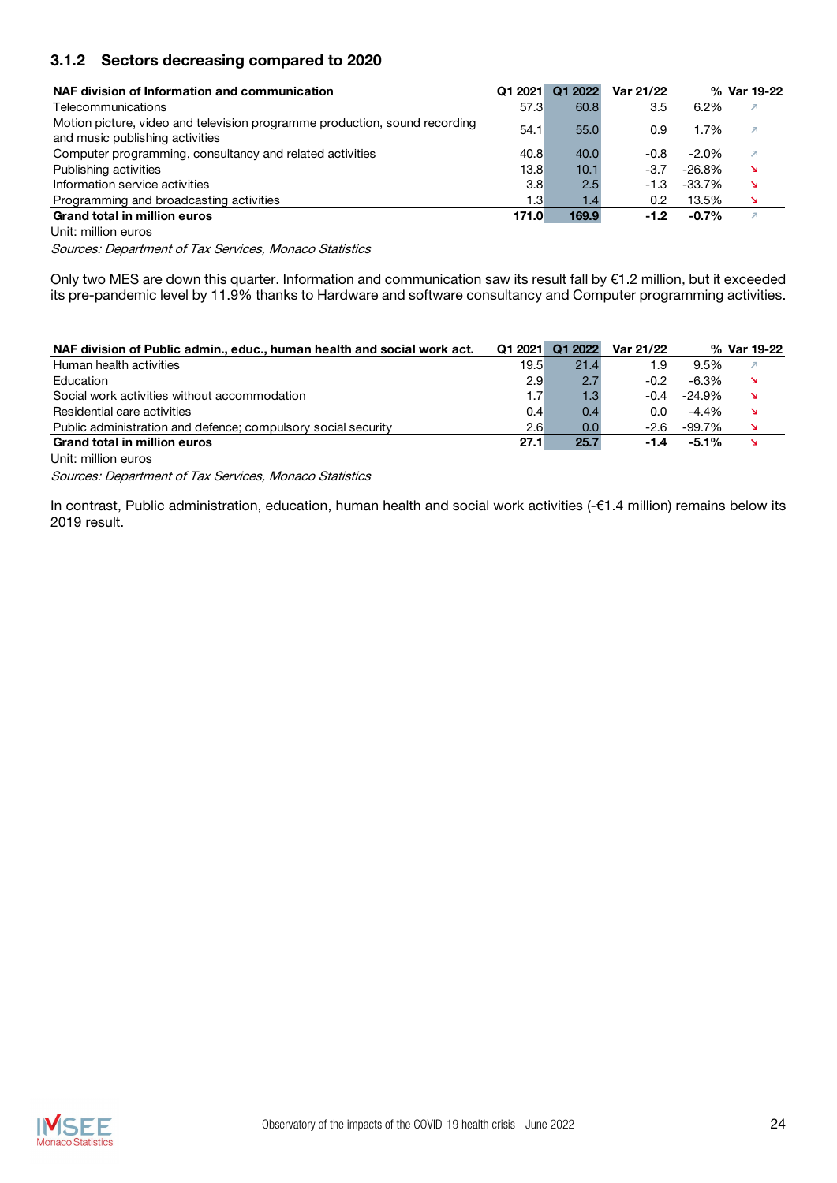### 3.1.2 Sectors decreasing compared to 2020

| NAF division of Information and communication | Q1 2021 | Q1 2022 | Var 21/22 | % Var 19-22 | |
|---|---|---|---|---|---|
| Telecommunications | 57.3 | 60.8 | 3.5 | 6.2% | ↗ |
| Motion picture, video and television programme production, sound recording and music publishing activities | 54.1 | 55.0 | 0.9 | 1.7% | ↗ |
| Computer programming, consultancy and related activities | 40.8 | 40.0 | -0.8 | -2.0% | ↗ |
| Publishing activities | 13.8 | 10.1 | -3.7 | -26.8% | ↘ |
| Information service activities | 3.8 | 2.5 | -1.3 | -33.7% | ↘ |
| Programming and broadcasting activities | 1.3 | 1.4 | 0.2 | 13.5% | ↘ |
| **Grand total in million euros** | **171.0** | **169.9** | **-1.2** | **-0.7%** | ↗ |

Unit: million euros

*Sources: Department of Tax Services, Monaco Statistics*

Only two MES are down this quarter. Information and communication saw its result fall by €1.2 million, but it exceeded its pre-pandemic level by 11.9% thanks to Hardware and software consultancy and Computer programming activities.

| NAF division of Public admin., educ., human health and social work act. | Q1 2021 | Q1 2022 | Var 21/22 | % Var 19-22 | |
|---|---|---|---|---|---|
| Human health activities | 19.5 | 21.4 | 1.9 | 9.5% | ↗ |
| Education | 2.9 | 2.7 | -0.2 | -6.3% | ↘ |
| Social work activities without accommodation | 1.7 | 1.3 | -0.4 | -24.9% | ↘ |
| Residential care activities | 0.4 | 0.4 | 0.0 | -4.4% | ↘ |
| Public administration and defence; compulsory social security | 2.6 | 0.0 | -2.6 | -99.7% | ↘ |
| **Grand total in million euros** | **27.1** | **25.7** | **-1.4** | **-5.1%** | ↘ |

Unit: million euros

*Sources: Department of Tax Services, Monaco Statistics*

In contrast, Public administration, education, human health and social work activities (-€1.4 million) remains below its 2019 result.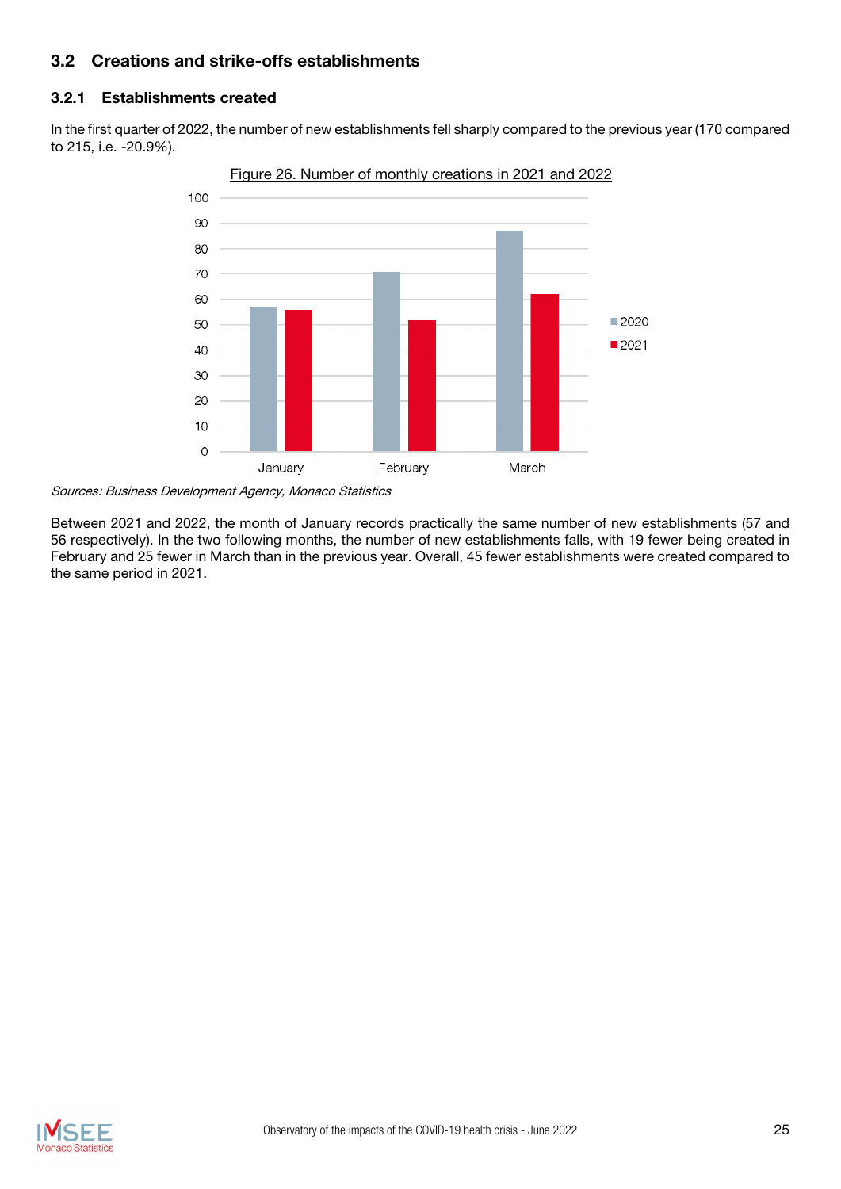### 3.2 Creations and strike-offs establishments

#### 3.2.1 Establishments created

In the first quarter of 2022, the number of new establishments fell sharply compared to the previous year (170 compared to 215, i.e. -20.9%).

Figure 26. Number of monthly creations in 2021 and 2022

*Sources: Business Development Agency, Monaco Statistics*

Between 2021 and 2022, the month of January records practically the same number of new establishments (57 and 56 respectively). In the two following months, the number of new establishments falls, with 19 fewer being created in February and 25 fewer in March than in the previous year. Overall, 45 fewer establishments were created compared to the same period in 2021.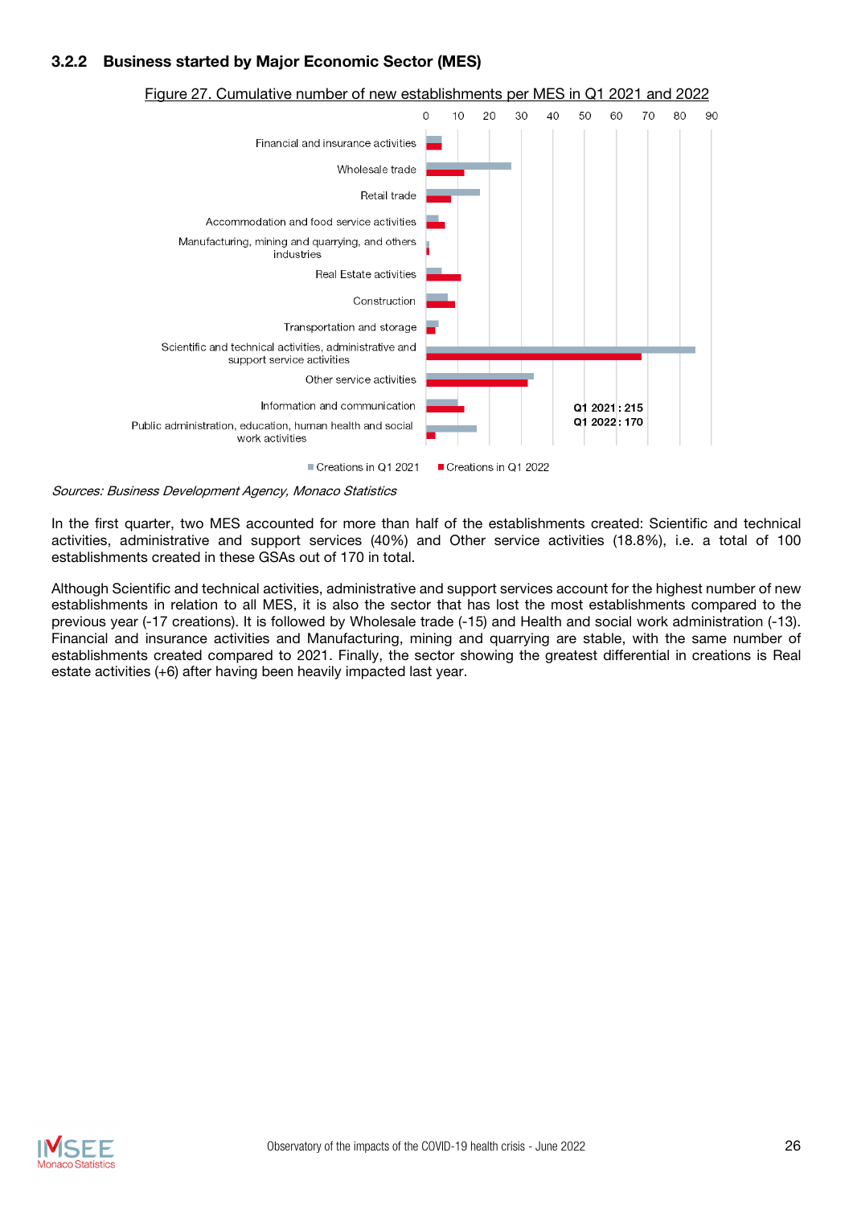### 3.2.2 Business started by Major Economic Sector (MES)

Figure 27. Cumulative number of new establishments per MES in Q1 2021 and 2022

Financial and insurance activities
Wholesale trade
Retail trade
Accommodation and food service activities
Manufacturing, mining and quarrying, and others industries
Real Estate activities
Construction
Transportation and storage
Scientific and technical activities, administrative and support service activities
Other service activities
Information and communication
Public administration, education, human health and social work activities

Q1 2021 : 215
Q1 2022 : 170

Creations in Q1 2021 | Creations in Q1 2022

*Sources: Business Development Agency, Monaco Statistics*

In the first quarter, two MES accounted for more than half of the establishments created: Scientific and technical activities, administrative and support services (40%) and Other service activities (18.8%), i.e. a total of 100 establishments created in these GSAs out of 170 in total.

Although Scientific and technical activities, administrative and support services account for the highest number of new establishments in relation to all MES, it is also the sector that has lost the most establishments compared to the previous year (-17 creations). It is followed by Wholesale trade (-15) and Health and social work administration (-13). Financial and insurance activities and Manufacturing, mining and quarrying are stable, with the same number of establishments created compared to 2021. Finally, the sector showing the greatest differential in creations is Real estate activities (+6) after having been heavily impacted last year.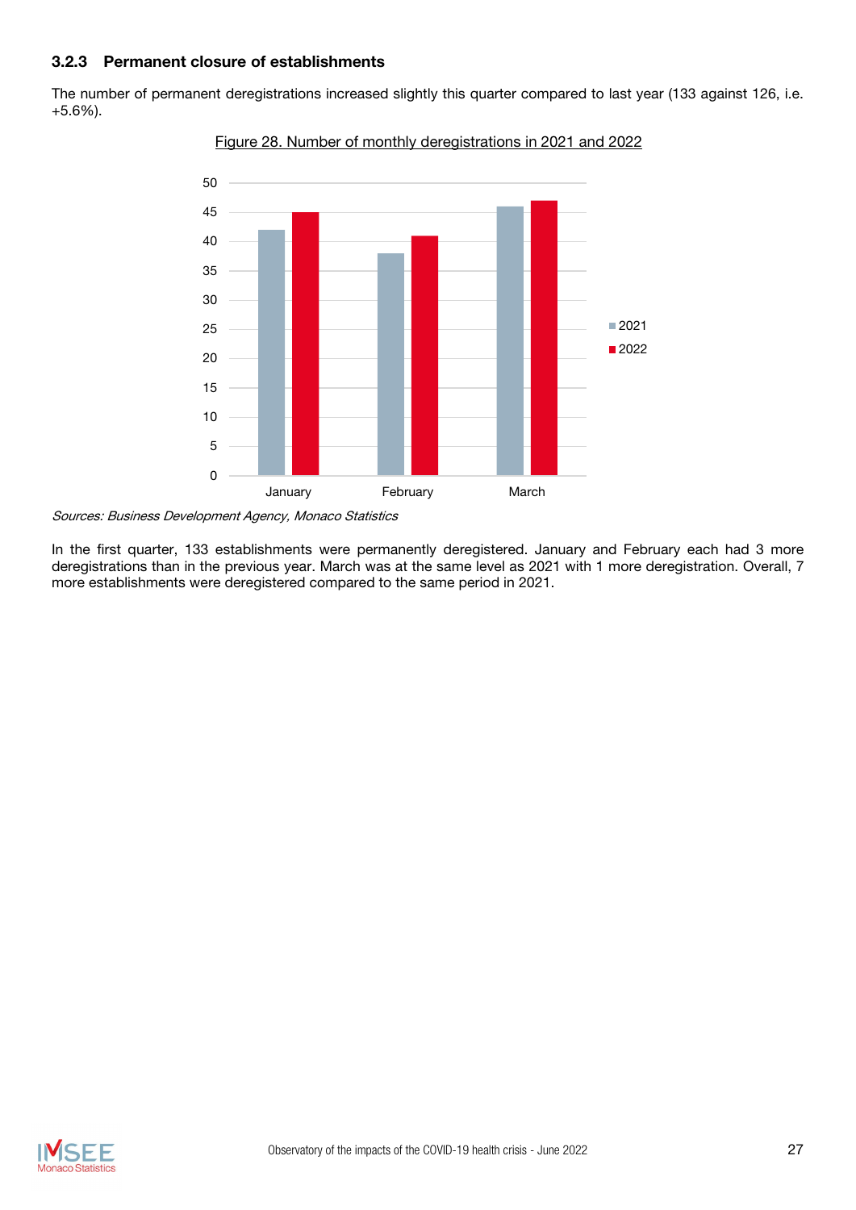### 3.2.3 Permanent closure of establishments

The number of permanent deregistrations increased slightly this quarter compared to last year (133 against 126, i.e. +5.6%).

Figure 28. Number of monthly deregistrations in 2021 and 2022

*Sources: Business Development Agency, Monaco Statistics*

In the first quarter, 133 establishments were permanently deregistered. January and February each had 3 more deregistrations than in the previous year. March was at the same level as 2021 with 1 more deregistration. Overall, 7 more establishments were deregistered compared to the same period in 2021.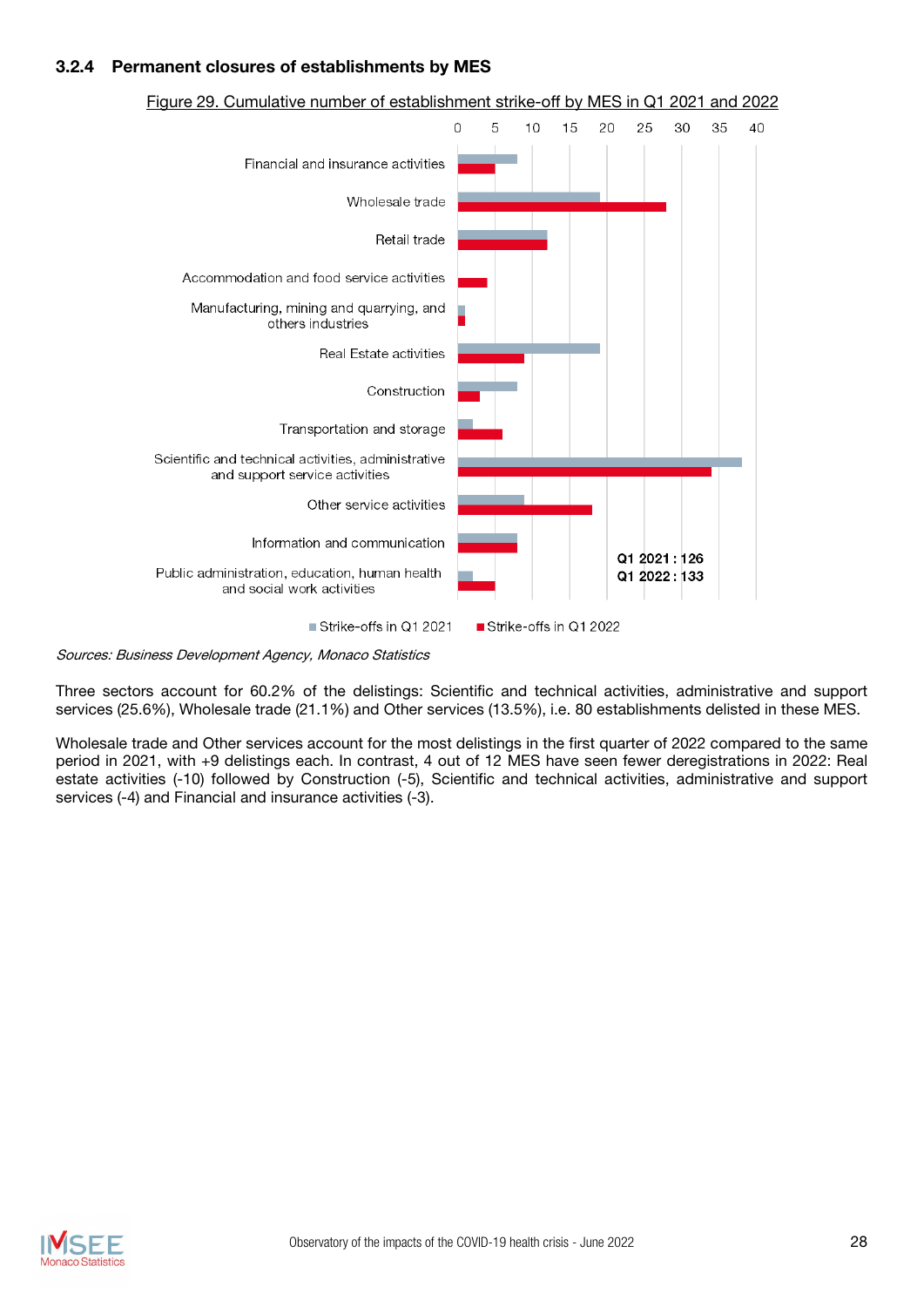### 3.2.4 Permanent closures of establishments by MES

Figure 29. Cumulative number of establishment strike-off by MES in Q1 2021 and 2022

Sources: Business Development Agency, Monaco Statistics

Three sectors account for 60.2% of the delistings: Scientific and technical activities, administrative and support services (25.6%), Wholesale trade (21.1%) and Other services (13.5%), i.e. 80 establishments delisted in these MES.

Wholesale trade and Other services account for the most delistings in the first quarter of 2022 compared to the same period in 2021, with +9 delistings each. In contrast, 4 out of 12 MES have seen fewer deregistrations in 2022: Real estate activities (-10) followed by Construction (-5), Scientific and technical activities, administrative and support services (-4) and Financial and insurance activities (-3).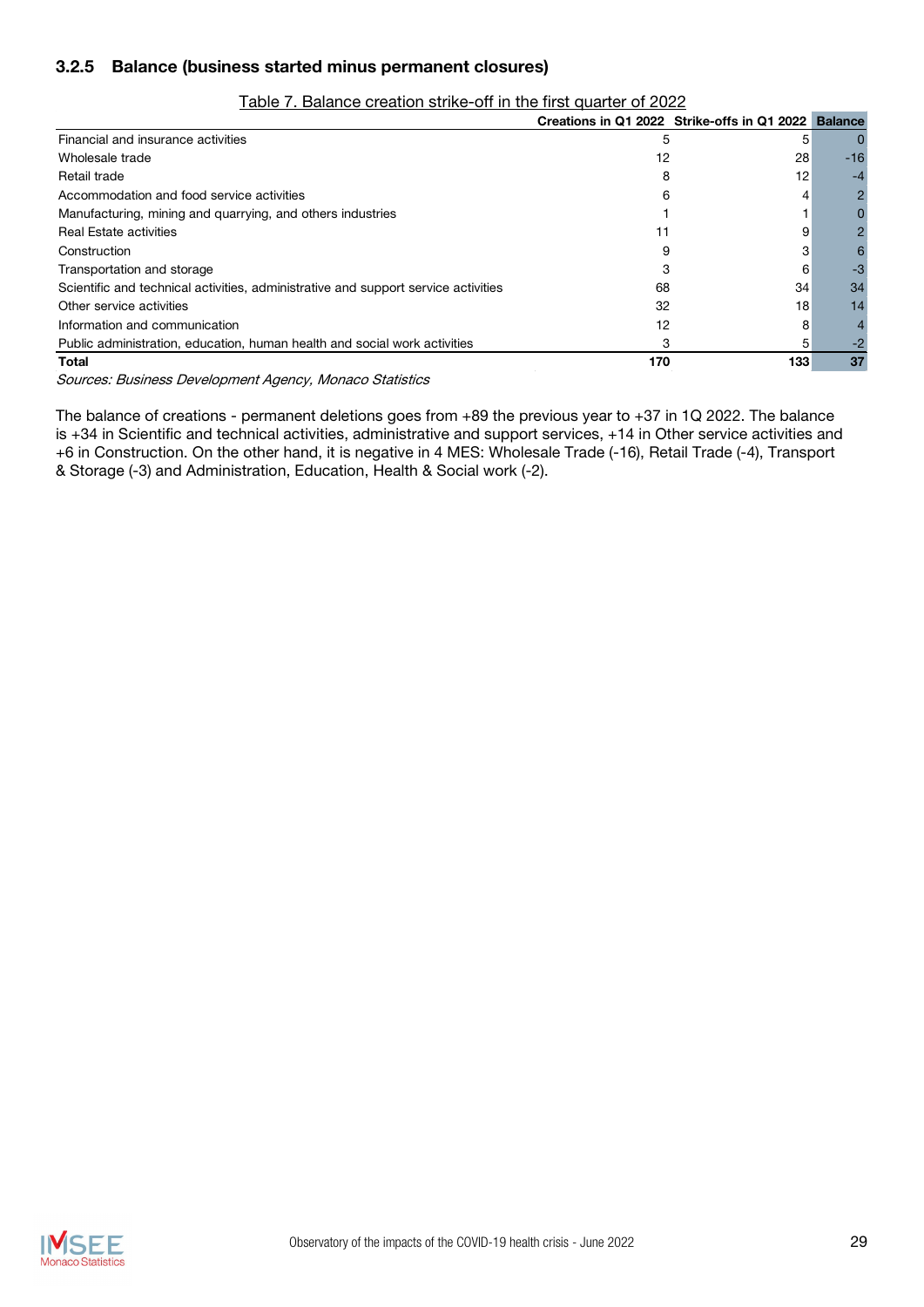### 3.2.5 Balance (business started minus permanent closures)

Table 7. Balance creation strike-off in the first quarter of 2022

| | Creations in Q1 2022 | Strike-offs in Q1 2022 | Balance |
|---|---|---|---|
| Financial and insurance activities | 5 | 5 | 0 |
| Wholesale trade | 12 | 28 | -16 |
| Retail trade | 8 | 12 | -4 |
| Accommodation and food service activities | 6 | 4 | 2 |
| Manufacturing, mining and quarrying, and others industries | 1 | 1 | 0 |
| Real Estate activities | 11 | 9 | 2 |
| Construction | 9 | 3 | 6 |
| Transportation and storage | 3 | 6 | -3 |
| Scientific and technical activities, administrative and support service activities | 68 | 34 | 34 |
| Other service activities | 32 | 18 | 14 |
| Information and communication | 12 | 8 | 4 |
| Public administration, education, human health and social work activities | 3 | 5 | -2 |
| **Total** | **170** | **133** | **37** |

*Sources: Business Development Agency, Monaco Statistics*

The balance of creations - permanent deletions goes from +89 the previous year to +37 in 1Q 2022. The balance is +34 in Scientific and technical activities, administrative and support services, +14 in Other service activities and +6 in Construction. On the other hand, it is negative in 4 MES: Wholesale Trade (-16), Retail Trade (-4), Transport & Storage (-3) and Administration, Education, Health & Social work (-2).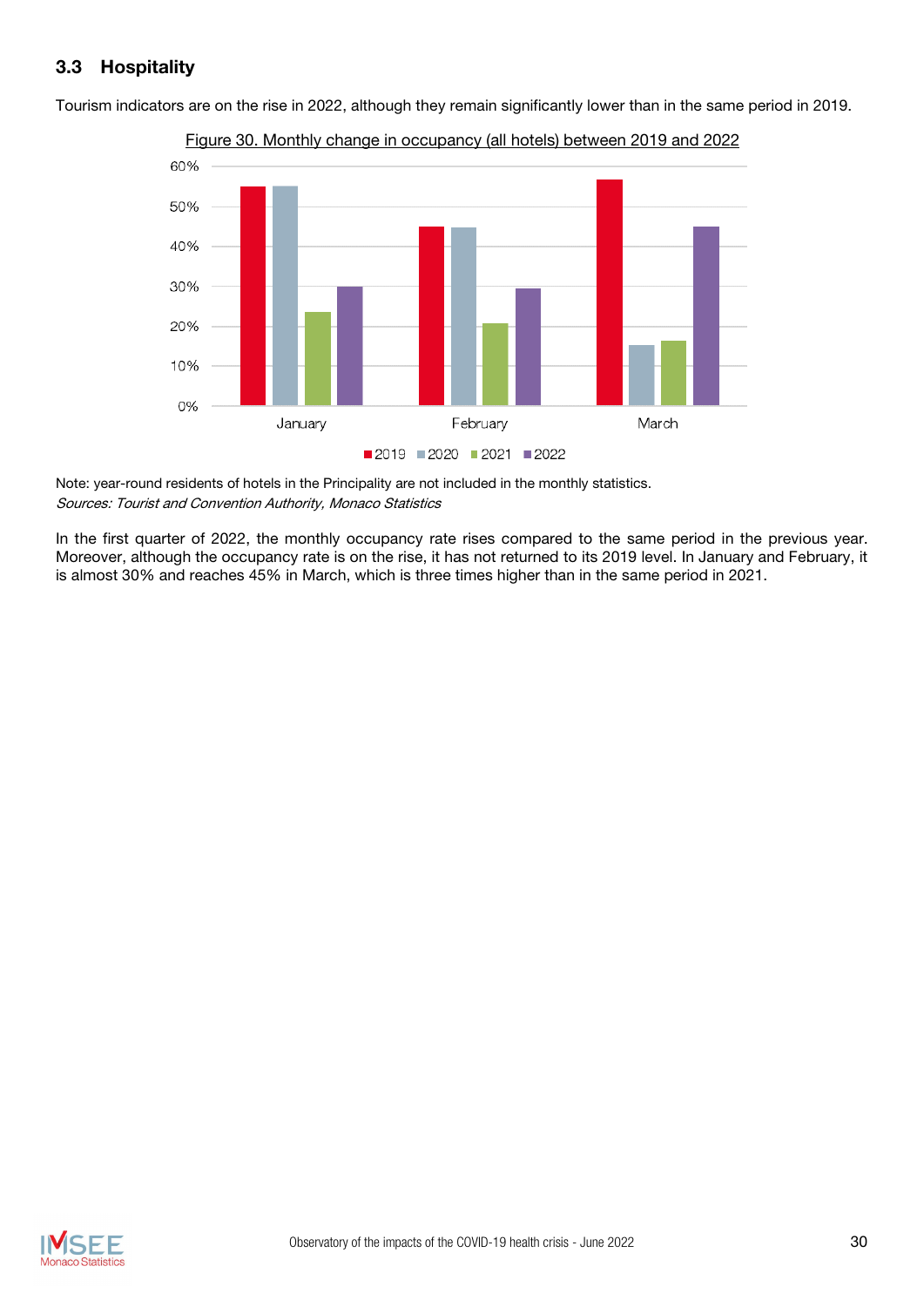### 3.3 Hospitality

Tourism indicators are on the rise in 2022, although they remain significantly lower than in the same period in 2019.

Figure 30. Monthly change in occupancy (all hotels) between 2019 and 2022

Note: year-round residents of hotels in the Principality are not included in the monthly statistics.
*Sources: Tourist and Convention Authority, Monaco Statistics*

In the first quarter of 2022, the monthly occupancy rate rises compared to the same period in the previous year. Moreover, although the occupancy rate is on the rise, it has not returned to its 2019 level. In January and February, it is almost 30% and reaches 45% in March, which is three times higher than in the same period in 2021.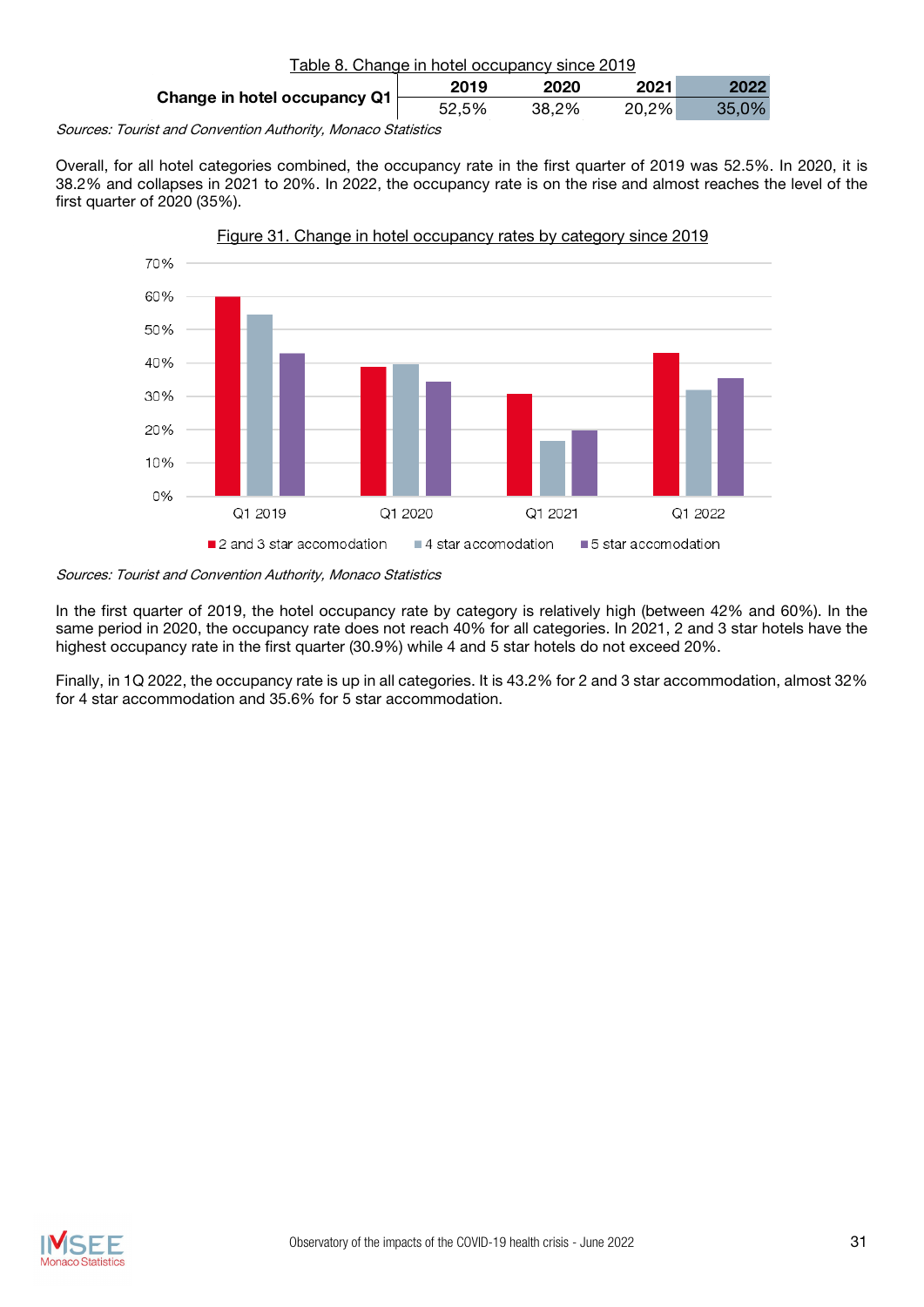Table 8. Change in hotel occupancy since 2019

| | 2019 | 2020 | 2021 | 2022 |
|---|---|---|---|---|
| **Change in hotel occupancy Q1** | 52,5% | 38,2% | 20,2% | 35,0% |

*Sources: Tourist and Convention Authority, Monaco Statistics*

Overall, for all hotel categories combined, the occupancy rate in the first quarter of 2019 was 52.5%. In 2020, it is 38.2% and collapses in 2021 to 20%. In 2022, the occupancy rate is on the rise and almost reaches the level of the first quarter of 2020 (35%).

Figure 31. Change in hotel occupancy rates by category since 2019

*Sources: Tourist and Convention Authority, Monaco Statistics*

In the first quarter of 2019, the hotel occupancy rate by category is relatively high (between 42% and 60%). In the same period in 2020, the occupancy rate does not reach 40% for all categories. In 2021, 2 and 3 star hotels have the highest occupancy rate in the first quarter (30.9%) while 4 and 5 star hotels do not exceed 20%.

Finally, in 1Q 2022, the occupancy rate is up in all categories. It is 43.2% for 2 and 3 star accommodation, almost 32% for 4 star accommodation and 35.6% for 5 star accommodation.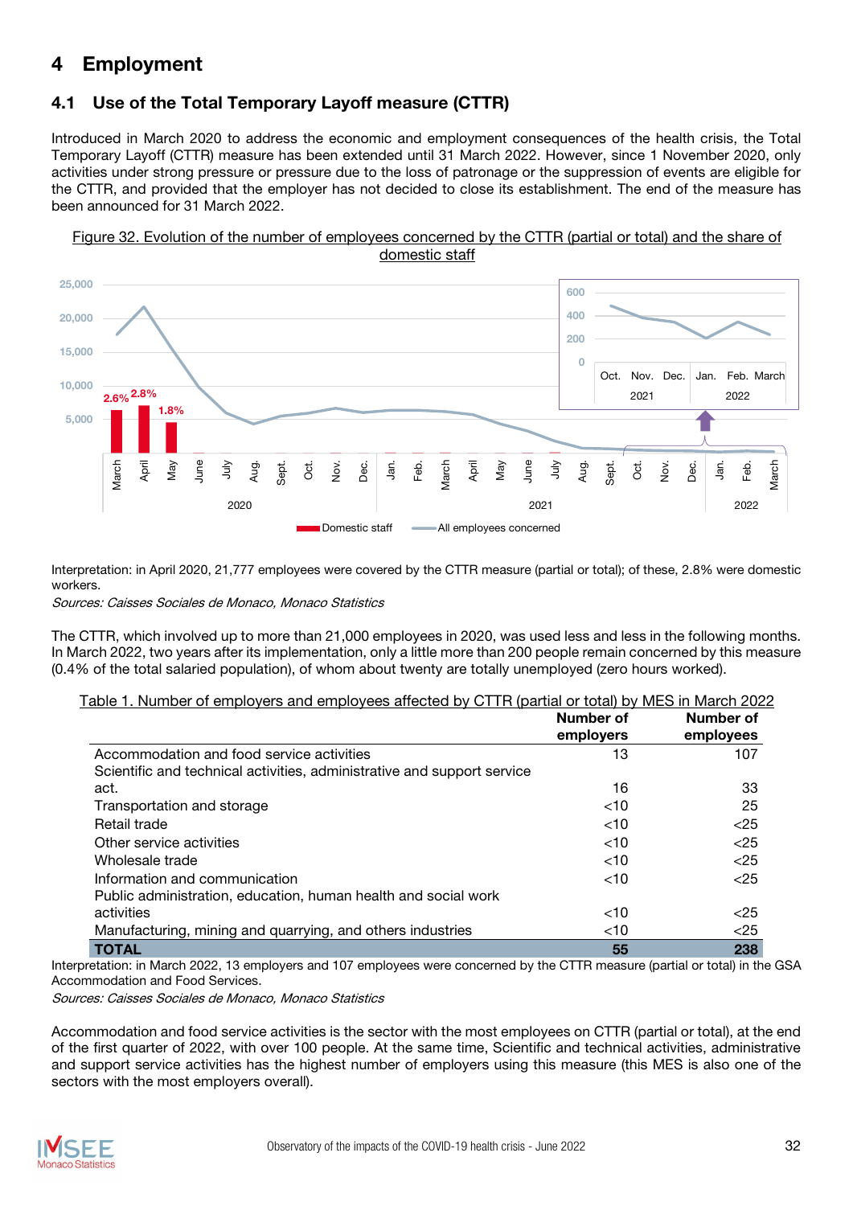# 4 Employment

## 4.1 Use of the Total Temporary Layoff measure (CTTR)

Introduced in March 2020 to address the economic and employment consequences of the health crisis, the Total Temporary Layoff (CTTR) measure has been extended until 31 March 2022. However, since 1 November 2020, only activities under strong pressure or pressure due to the loss of patronage or the suppression of events are eligible for the CTTR, and provided that the employer has not decided to close its establishment. The end of the measure has been announced for 31 March 2022.

Figure 32. Evolution of the number of employees concerned by the CTTR (partial or total) and the share of domestic staff

Interpretation: in April 2020, 21,777 employees were covered by the CTTR measure (partial or total); of these, 2.8% were domestic workers.

*Sources: Caisses Sociales de Monaco, Monaco Statistics*

The CTTR, which involved up to more than 21,000 employees in 2020, was used less and less in the following months. In March 2022, two years after its implementation, only a little more than 200 people remain concerned by this measure (0.4% of the total salaried population), of whom about twenty are totally unemployed (zero hours worked).

Table 1. Number of employers and employees affected by CTTR (partial or total) by MES in March 2022

| | Number of employers | Number of employees |
|---|---|---|
| Accommodation and food service activities | 13 | 107 |
| Scientific and technical activities, administrative and support service act. | 16 | 33 |
| Transportation and storage | <10 | 25 |
| Retail trade | <10 | <25 |
| Other service activities | <10 | <25 |
| Wholesale trade | <10 | <25 |
| Information and communication | <10 | <25 |
| Public administration, education, human health and social work activities | <10 | <25 |
| Manufacturing, mining and quarrying, and others industries | <10 | <25 |
| **TOTAL** | **55** | **238** |

Interpretation: in March 2022, 13 employers and 107 employees were concerned by the CTTR measure (partial or total) in the GSA Accommodation and Food Services.

*Sources: Caisses Sociales de Monaco, Monaco Statistics*

Accommodation and food service activities is the sector with the most employees on CTTR (partial or total), at the end of the first quarter of 2022, with over 100 people. At the same time, Scientific and technical activities, administrative and support service activities has the highest number of employers using this measure (this MES is also one of the sectors with the most employers overall).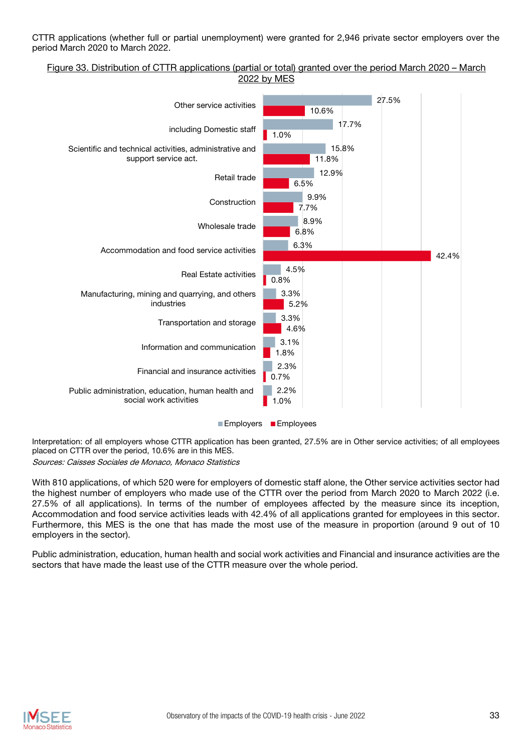CTTR applications (whether full or partial unemployment) were granted for 2,946 private sector employers over the period March 2020 to March 2022.

Figure 33. Distribution of CTTR applications (partial or total) granted over the period March 2020 – March 2022 by MES

| | Employers | Employees |
|---|---|---|
| Other service activities | 27.5% | 10.6% |
| including Domestic staff | 17.7% | 1.0% |
| Scientific and technical activities, administrative and support service act. | 15.8% | 11.8% |
| Retail trade | 12.9% | 6.5% |
| Construction | 9.9% | 7.7% |
| Wholesale trade | 8.9% | 6.8% |
| Accommodation and food service activities | 6.3% | 42.4% |
| Real Estate activities | 4.5% | 0.8% |
| Manufacturing, mining and quarrying, and others industries | 3.3% | 5.2% |
| Transportation and storage | 3.3% | 4.6% |
| Information and communication | 3.1% | 1.8% |
| Financial and insurance activities | 2.3% | 0.7% |
| Public administration, education, human health and social work activities | 2.2% | 1.0% |

Interpretation: of all employers whose CTTR application has been granted, 27.5% are in Other service activities; of all employees placed on CTTR over the period, 10.6% are in this MES.

*Sources: Caisses Sociales de Monaco, Monaco Statistics*

With 810 applications, of which 520 were for employers of domestic staff alone, the Other service activities sector had the highest number of employers who made use of the CTTR over the period from March 2020 to March 2022 (i.e. 27.5% of all applications). In terms of the number of employees affected by the measure since its inception, Accommodation and food service activities leads with 42.4% of all applications granted for employees in this sector. Furthermore, this MES is the one that has made the most use of the measure in proportion (around 9 out of 10 employers in the sector).

Public administration, education, human health and social work activities and Financial and insurance activities are the sectors that have made the least use of the CTTR measure over the whole period.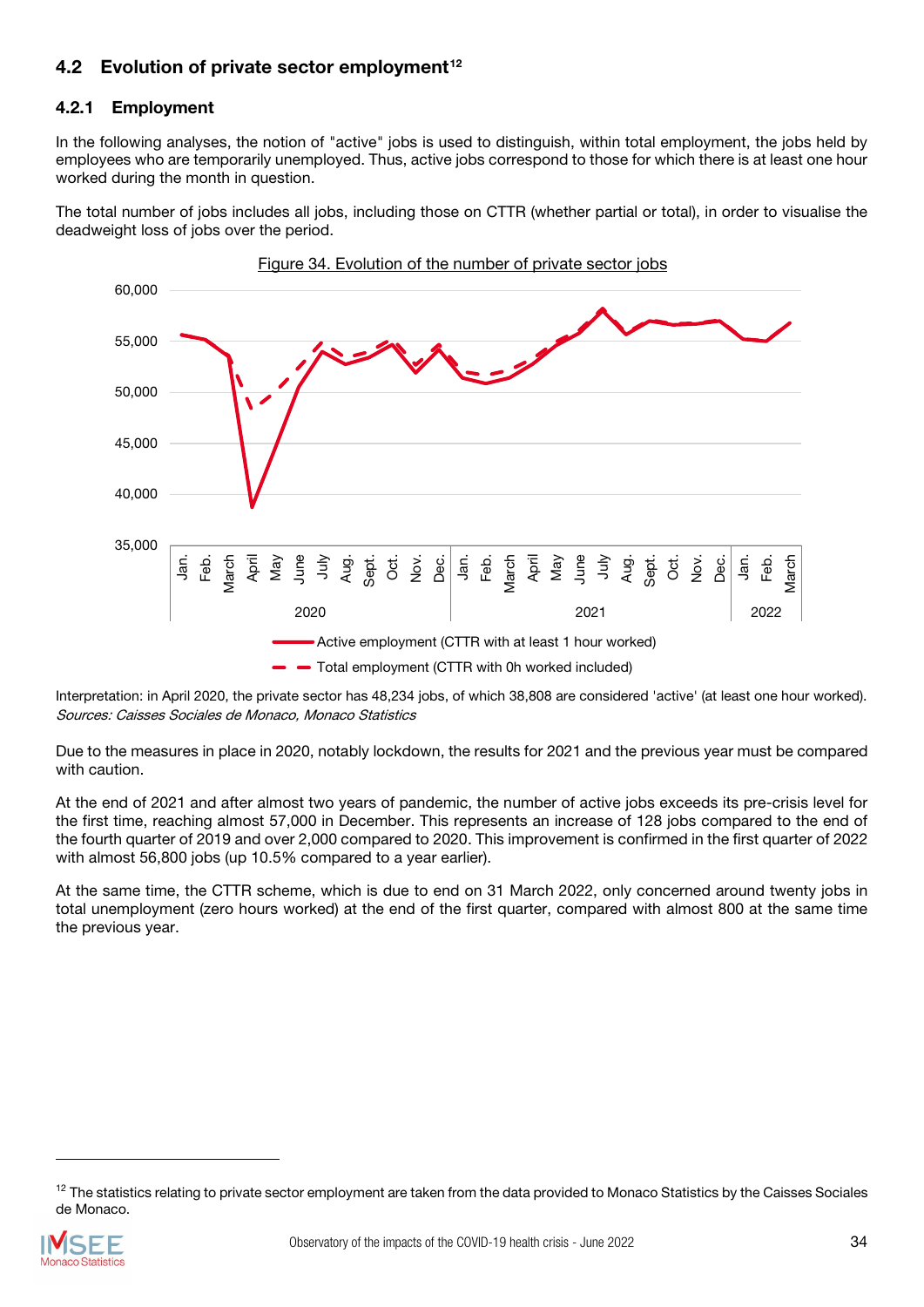## 4.2 Evolution of private sector employment[12]

### 4.2.1 Employment

In the following analyses, the notion of "active" jobs is used to distinguish, within total employment, the jobs held by employees who are temporarily unemployed. Thus, active jobs correspond to those for which there is at least one hour worked during the month in question.

The total number of jobs includes all jobs, including those on CTTR (whether partial or total), in order to visualise the deadweight loss of jobs over the period.

Figure 34. Evolution of the number of private sector jobs

Interpretation: in April 2020, the private sector has 48,234 jobs, of which 38,808 are considered 'active' (at least one hour worked).
*Sources: Caisses Sociales de Monaco, Monaco Statistics*

Due to the measures in place in 2020, notably lockdown, the results for 2021 and the previous year must be compared with caution.

At the end of 2021 and after almost two years of pandemic, the number of active jobs exceeds its pre-crisis level for the first time, reaching almost 57,000 in December. This represents an increase of 128 jobs compared to the end of the fourth quarter of 2019 and over 2,000 compared to 2020. This improvement is confirmed in the first quarter of 2022 with almost 56,800 jobs (up 10.5% compared to a year earlier).

At the same time, the CTTR scheme, which is due to end on 31 March 2022, only concerned around twenty jobs in total unemployment (zero hours worked) at the end of the first quarter, compared with almost 800 at the same time the previous year.

[12] The statistics relating to private sector employment are taken from the data provided to Monaco Statistics by the Caisses Sociales de Monaco.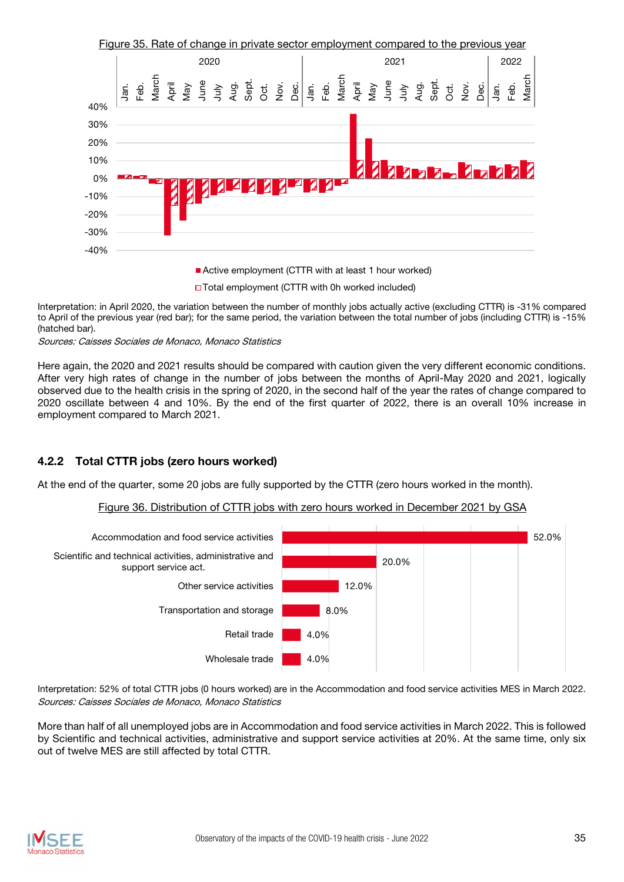Figure 35. Rate of change in private sector employment compared to the previous year

■ Active employment (CTTR with at least 1 hour worked)

□ Total employment (CTTR with 0h worked included)

Interpretation: in April 2020, the variation between the number of monthly jobs actually active (excluding CTTR) is -31% compared to April of the previous year (red bar); for the same period, the variation between the total number of jobs (including CTTR) is -15% (hatched bar).

*Sources: Caisses Sociales de Monaco, Monaco Statistics*

Here again, the 2020 and 2021 results should be compared with caution given the very different economic conditions. After very high rates of change in the number of jobs between the months of April-May 2020 and 2021, logically observed due to the health crisis in the spring of 2020, in the second half of the year the rates of change compared to 2020 oscillate between 4 and 10%. By the end of the first quarter of 2022, there is an overall 10% increase in employment compared to March 2021.

### 4.2.2 Total CTTR jobs (zero hours worked)

At the end of the quarter, some 20 jobs are fully supported by the CTTR (zero hours worked in the month).

Figure 36. Distribution of CTTR jobs with zero hours worked in December 2021 by GSA

| Activity | Share |
|---|---|
| Accommodation and food service activities | 52.0% |
| Scientific and technical activities, administrative and support service act. | 20.0% |
| Other service activities | 12.0% |
| Transportation and storage | 8.0% |
| Retail trade | 4.0% |
| Wholesale trade | 4.0% |

Interpretation: 52% of total CTTR jobs (0 hours worked) are in the Accommodation and food service activities MES in March 2022.

*Sources: Caisses Sociales de Monaco, Monaco Statistics*

More than half of all unemployed jobs are in Accommodation and food service activities in March 2022. This is followed by Scientific and technical activities, administrative and support service activities at 20%. At the same time, only six out of twelve MES are still affected by total CTTR.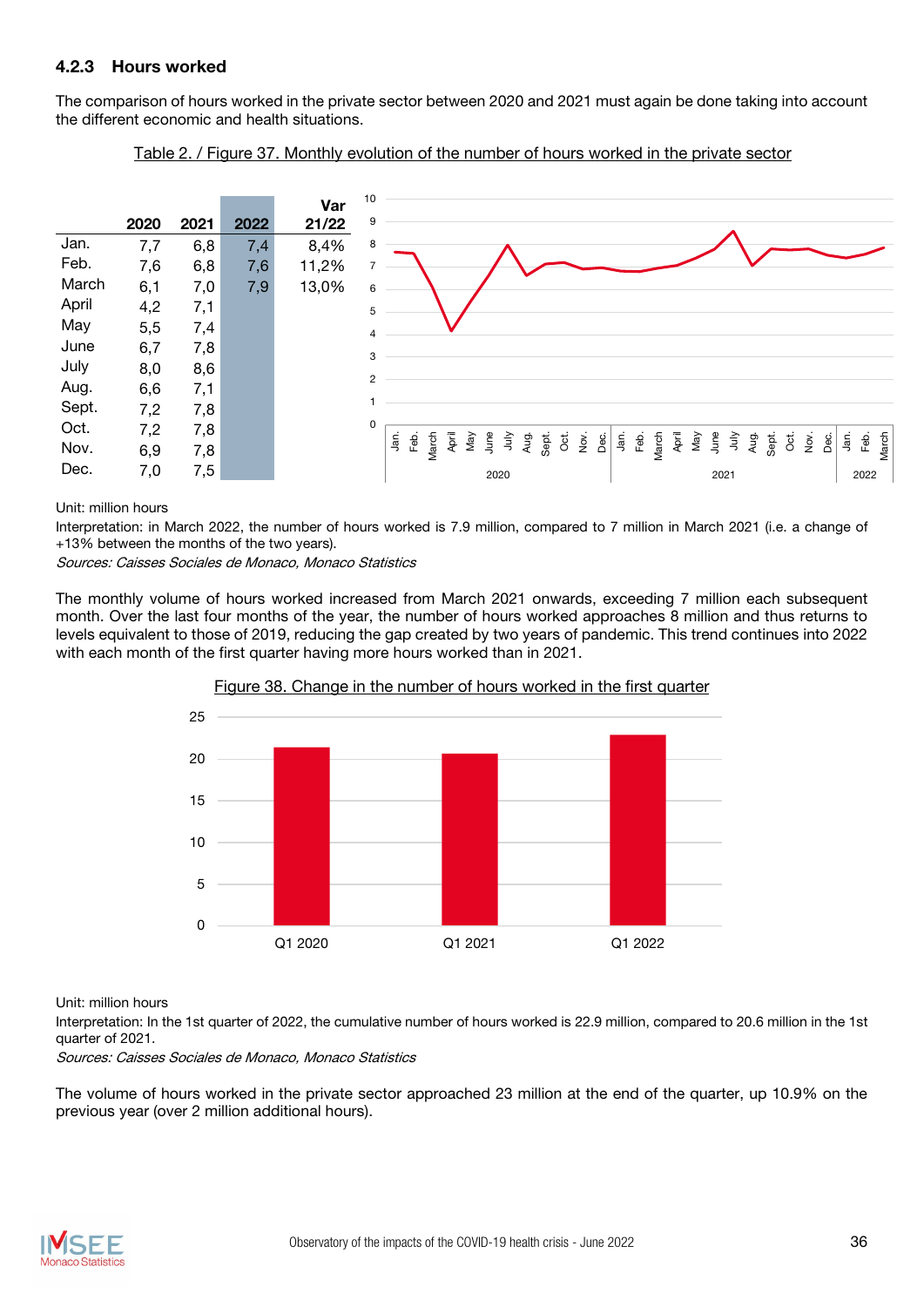### 4.2.3 Hours worked

The comparison of hours worked in the private sector between 2020 and 2021 must again be done taking into account the different economic and health situations.

Table 2. / Figure 37. Monthly evolution of the number of hours worked in the private sector

| | 2020 | 2021 | 2022 | Var 21/22 |
|---|---|---|---|---|
| Jan. | 7,7 | 6,8 | 7,4 | 8,4% |
| Feb. | 7,6 | 6,8 | 7,6 | 11,2% |
| March | 6,1 | 7,0 | 7,9 | 13,0% |
| April | 4,2 | 7,1 | | |
| May | 5,5 | 7,4 | | |
| June | 6,7 | 7,8 | | |
| July | 8,0 | 8,6 | | |
| Aug. | 6,6 | 7,1 | | |
| Sept. | 7,2 | 7,8 | | |
| Oct. | 7,2 | 7,8 | | |
| Nov. | 6,9 | 7,8 | | |
| Dec. | 7,0 | 7,5 | | |

Unit: million hours

Interpretation: in March 2022, the number of hours worked is 7.9 million, compared to 7 million in March 2021 (i.e. a change of +13% between the months of the two years).

*Sources: Caisses Sociales de Monaco, Monaco Statistics*

The monthly volume of hours worked increased from March 2021 onwards, exceeding 7 million each subsequent month. Over the last four months of the year, the number of hours worked approaches 8 million and thus returns to levels equivalent to those of 2019, reducing the gap created by two years of pandemic. This trend continues into 2022 with each month of the first quarter having more hours worked than in 2021.

Figure 38. Change in the number of hours worked in the first quarter

Unit: million hours

Interpretation: In the 1st quarter of 2022, the cumulative number of hours worked is 22.9 million, compared to 20.6 million in the 1st quarter of 2021.

*Sources: Caisses Sociales de Monaco, Monaco Statistics*

The volume of hours worked in the private sector approached 23 million at the end of the quarter, up 10.9% on the previous year (over 2 million additional hours).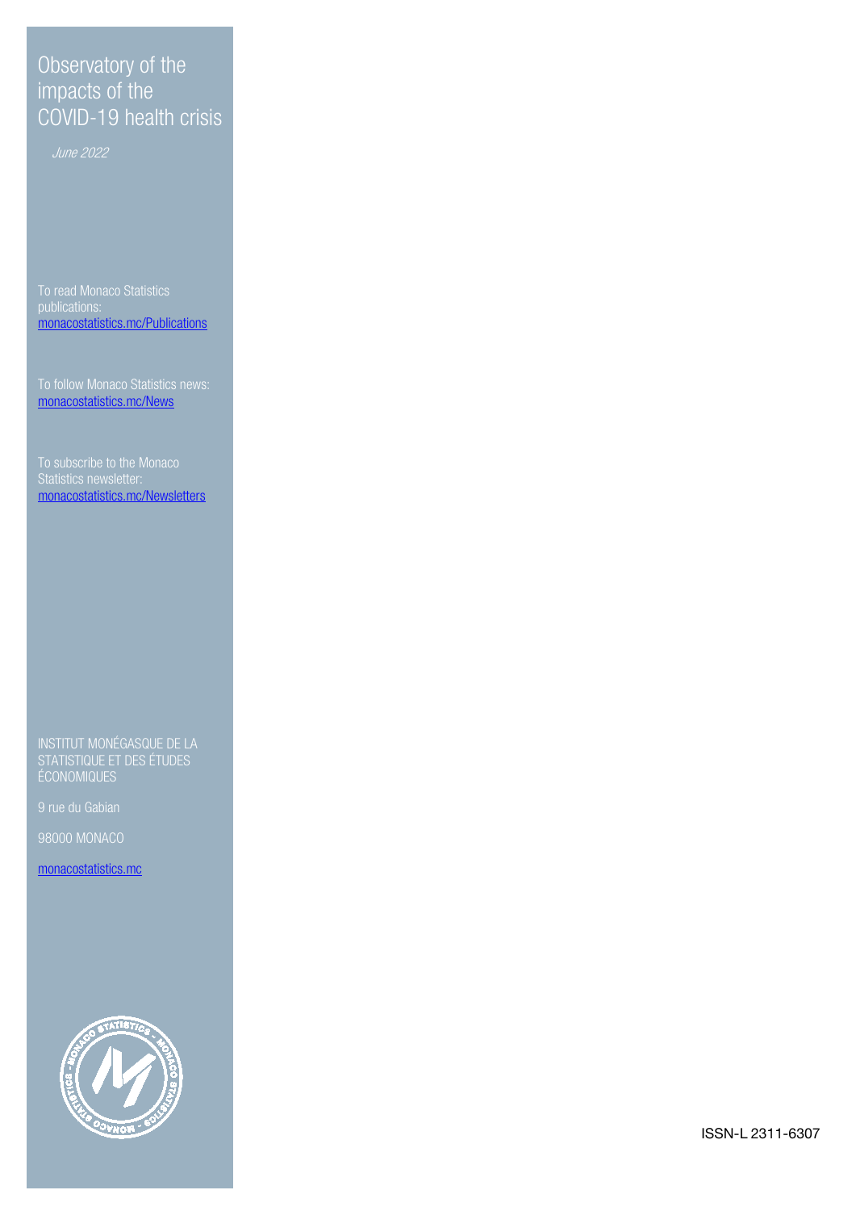# Observatory of the impacts of the COVID-19 health crisis

*June 2022*

To read Monaco Statistics publications:
monacostatistics.mc/Publications

To follow Monaco Statistics news:
monacostatistics.mc/News

To subscribe to the Monaco Statistics newsletter:
monacostatistics.mc/Newsletters

INSTITUT MONÉGASQUE DE LA STATISTIQUE ET DES ÉTUDES ÉCONOMIQUES

9 rue du Gabian

98000 MONACO

monacostatistics.mc

ISSN-L 2311-6307